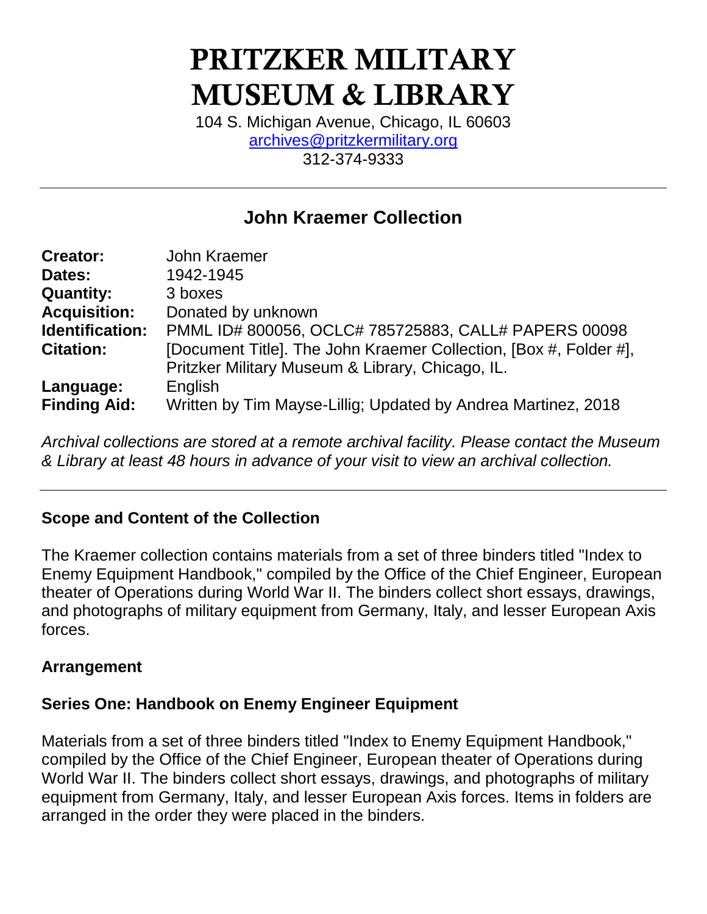# PRITZKER MILITARY MUSEUM & LIBRARY

104 S. Michigan Avenue, Chicago, IL 60603
archives@pritzkermilitary.org
312-374-9333

---

## John Kraemer Collection

| | |
|---|---|
| **Creator:** | John Kraemer |
| **Dates:** | 1942-1945 |
| **Quantity:** | 3 boxes |
| **Acquisition:** | Donated by unknown |
| **Identification:** | PMML ID# 800056, OCLC# 785725883, CALL# PAPERS 00098 |
| **Citation:** | [Document Title]. The John Kraemer Collection, [Box #, Folder #], Pritzker Military Museum & Library, Chicago, IL. |
| **Language:** | English |
| **Finding Aid:** | Written by Tim Mayse-Lillig; Updated by Andrea Martinez, 2018 |

*Archival collections are stored at a remote archival facility. Please contact the Museum & Library at least 48 hours in advance of your visit to view an archival collection.*

---

### Scope and Content of the Collection

The Kraemer collection contains materials from a set of three binders titled "Index to Enemy Equipment Handbook," compiled by the Office of the Chief Engineer, European theater of Operations during World War II. The binders collect short essays, drawings, and photographs of military equipment from Germany, Italy, and lesser European Axis forces.

### Arrangement

### Series One: Handbook on Enemy Engineer Equipment

Materials from a set of three binders titled "Index to Enemy Equipment Handbook," compiled by the Office of the Chief Engineer, European theater of Operations during World War II. The binders collect short essays, drawings, and photographs of military equipment from Germany, Italy, and lesser European Axis forces. Items in folders are arranged in the order they were placed in the binders.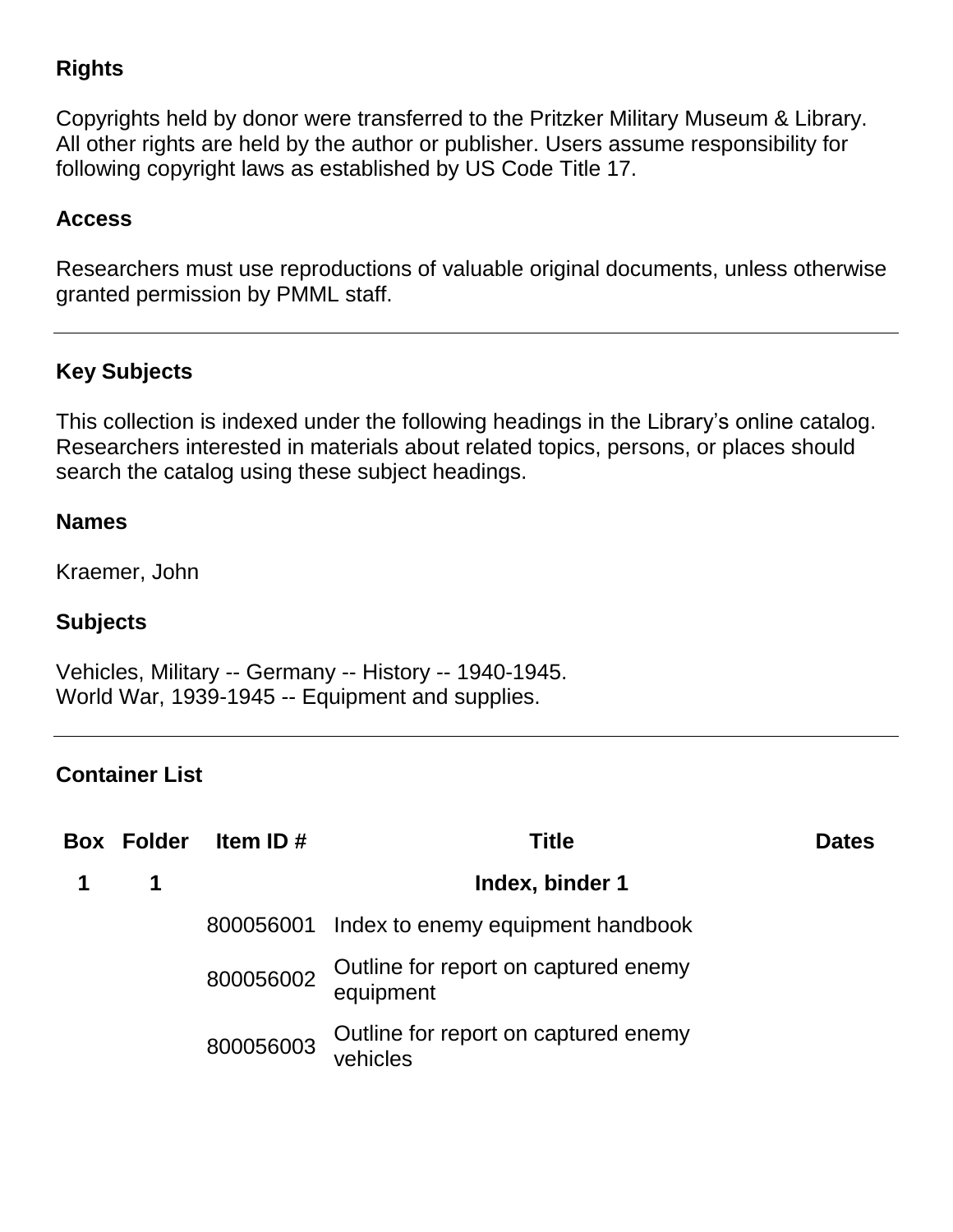## Rights

Copyrights held by donor were transferred to the Pritzker Military Museum & Library. All other rights are held by the author or publisher. Users assume responsibility for following copyright laws as established by US Code Title 17.

## Access

Researchers must use reproductions of valuable original documents, unless otherwise granted permission by PMML staff.

---

## Key Subjects

This collection is indexed under the following headings in the Library's online catalog. Researchers interested in materials about related topics, persons, or places should search the catalog using these subject headings.

### Names

Kraemer, John

### Subjects

Vehicles, Military -- Germany -- History -- 1940-1945.
World War, 1939-1945 -- Equipment and supplies.

---

## Container List

| Box | Folder | Item ID # | Title | Dates |
|---|---|---|---|---|
| 1 | 1 | | **Index, binder 1** | |
| | | 800056001 | Index to enemy equipment handbook | |
| | | 800056002 | Outline for report on captured enemy equipment | |
| | | 800056003 | Outline for report on captured enemy vehicles | |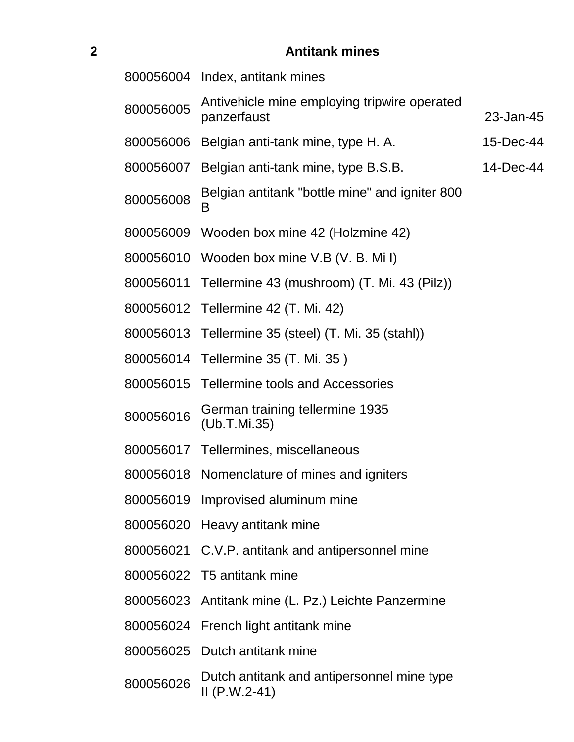## 2 Antitank mines

| | | |
|---|---|---|
| 800056004 | Index, antitank mines | |
| 800056005 | Antivehicle mine employing tripwire operated panzerfaust | 23-Jan-45 |
| 800056006 | Belgian anti-tank mine, type H. A. | 15-Dec-44 |
| 800056007 | Belgian anti-tank mine, type B.S.B. | 14-Dec-44 |
| 800056008 | Belgian antitank "bottle mine" and igniter 800 B | |
| 800056009 | Wooden box mine 42 (Holzmine 42) | |
| 800056010 | Wooden box mine V.B (V. B. Mi I) | |
| 800056011 | Tellermine 43 (mushroom) (T. Mi. 43 (Pilz)) | |
| 800056012 | Tellermine 42 (T. Mi. 42) | |
| 800056013 | Tellermine 35 (steel) (T. Mi. 35 (stahl)) | |
| 800056014 | Tellermine 35 (T. Mi. 35 ) | |
| 800056015 | Tellermine tools and Accessories | |
| 800056016 | German training tellermine 1935 (Ub.T.Mi.35) | |
| 800056017 | Tellermines, miscellaneous | |
| 800056018 | Nomenclature of mines and igniters | |
| 800056019 | Improvised aluminum mine | |
| 800056020 | Heavy antitank mine | |
| 800056021 | C.V.P. antitank and antipersonnel mine | |
| 800056022 | T5 antitank mine | |
| 800056023 | Antitank mine (L. Pz.) Leichte Panzermine | |
| 800056024 | French light antitank mine | |
| 800056025 | Dutch antitank mine | |
| 800056026 | Dutch antitank and antipersonnel mine type II (P.W.2-41) | |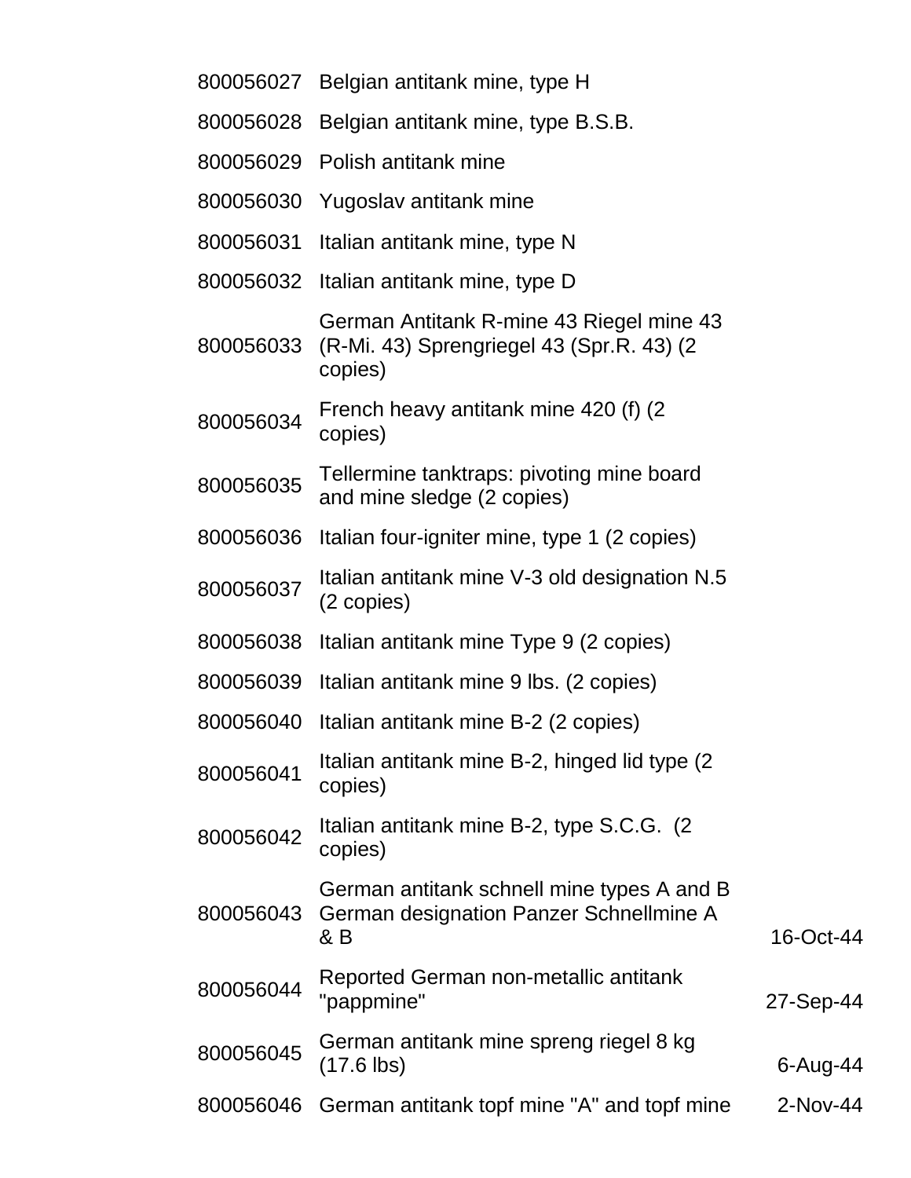| | | |
|---|---|---|
| 800056027 | Belgian antitank mine, type H | |
| 800056028 | Belgian antitank mine, type B.S.B. | |
| 800056029 | Polish antitank mine | |
| 800056030 | Yugoslav antitank mine | |
| 800056031 | Italian antitank mine, type N | |
| 800056032 | Italian antitank mine, type D | |
| 800056033 | German Antitank R-mine 43 Riegel mine 43 (R-Mi. 43) Sprengriegel 43 (Spr.R. 43) (2 copies) | |
| 800056034 | French heavy antitank mine 420 (f) (2 copies) | |
| 800056035 | Tellermine tanktraps: pivoting mine board and mine sledge (2 copies) | |
| 800056036 | Italian four-igniter mine, type 1 (2 copies) | |
| 800056037 | Italian antitank mine V-3 old designation N.5 (2 copies) | |
| 800056038 | Italian antitank mine Type 9 (2 copies) | |
| 800056039 | Italian antitank mine 9 lbs. (2 copies) | |
| 800056040 | Italian antitank mine B-2 (2 copies) | |
| 800056041 | Italian antitank mine B-2, hinged lid type (2 copies) | |
| 800056042 | Italian antitank mine B-2, type S.C.G. (2 copies) | |
| 800056043 | German antitank schnell mine types A and B German designation Panzer Schnellmine A & B | 16-Oct-44 |
| 800056044 | Reported German non-metallic antitank "pappmine" | 27-Sep-44 |
| 800056045 | German antitank mine spreng riegel 8 kg (17.6 lbs) | 6-Aug-44 |
| 800056046 | German antitank topf mine "A" and topf mine | 2-Nov-44 |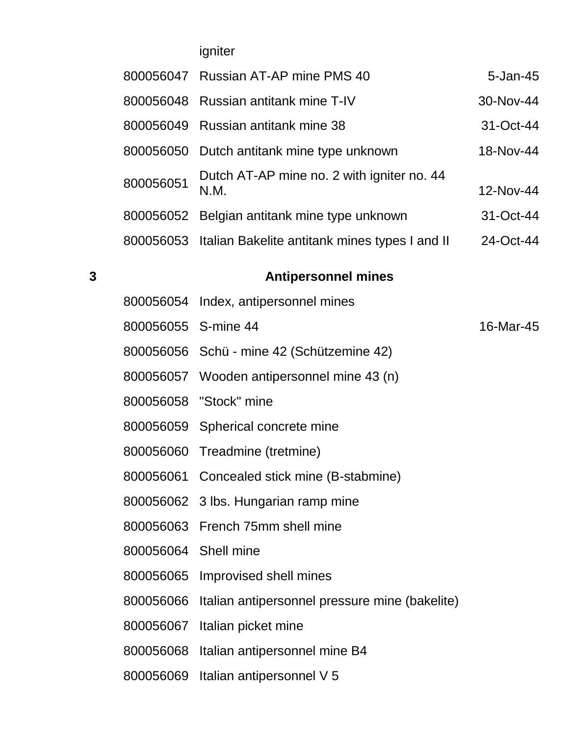| | | |
|---|---|---|
| | igniter | |
| 800056047 | Russian AT-AP mine PMS 40 | 5-Jan-45 |
| 800056048 | Russian antitank mine T-IV | 30-Nov-44 |
| 800056049 | Russian antitank mine 38 | 31-Oct-44 |
| 800056050 | Dutch antitank mine type unknown | 18-Nov-44 |
| 800056051 | Dutch AT-AP mine no. 2 with igniter no. 44 N.M. | 12-Nov-44 |
| 800056052 | Belgian antitank mine type unknown | 31-Oct-44 |
| 800056053 | Italian Bakelite antitank mines types I and II | 24-Oct-44 |

## 3 Antipersonnel mines

| | | |
|---|---|---|
| 800056054 | Index, antipersonnel mines | |
| 800056055 | S-mine 44 | 16-Mar-45 |
| 800056056 | Schü - mine 42 (Schützemine 42) | |
| 800056057 | Wooden antipersonnel mine 43 (n) | |
| 800056058 | "Stock" mine | |
| 800056059 | Spherical concrete mine | |
| 800056060 | Treadmine (tretmine) | |
| 800056061 | Concealed stick mine (B-stabmine) | |
| 800056062 | 3 lbs. Hungarian ramp mine | |
| 800056063 | French 75mm shell mine | |
| 800056064 | Shell mine | |
| 800056065 | Improvised shell mines | |
| 800056066 | Italian antipersonnel pressure mine (bakelite) | |
| 800056067 | Italian picket mine | |
| 800056068 | Italian antipersonnel mine B4 | |
| 800056069 | Italian antipersonnel V 5 | |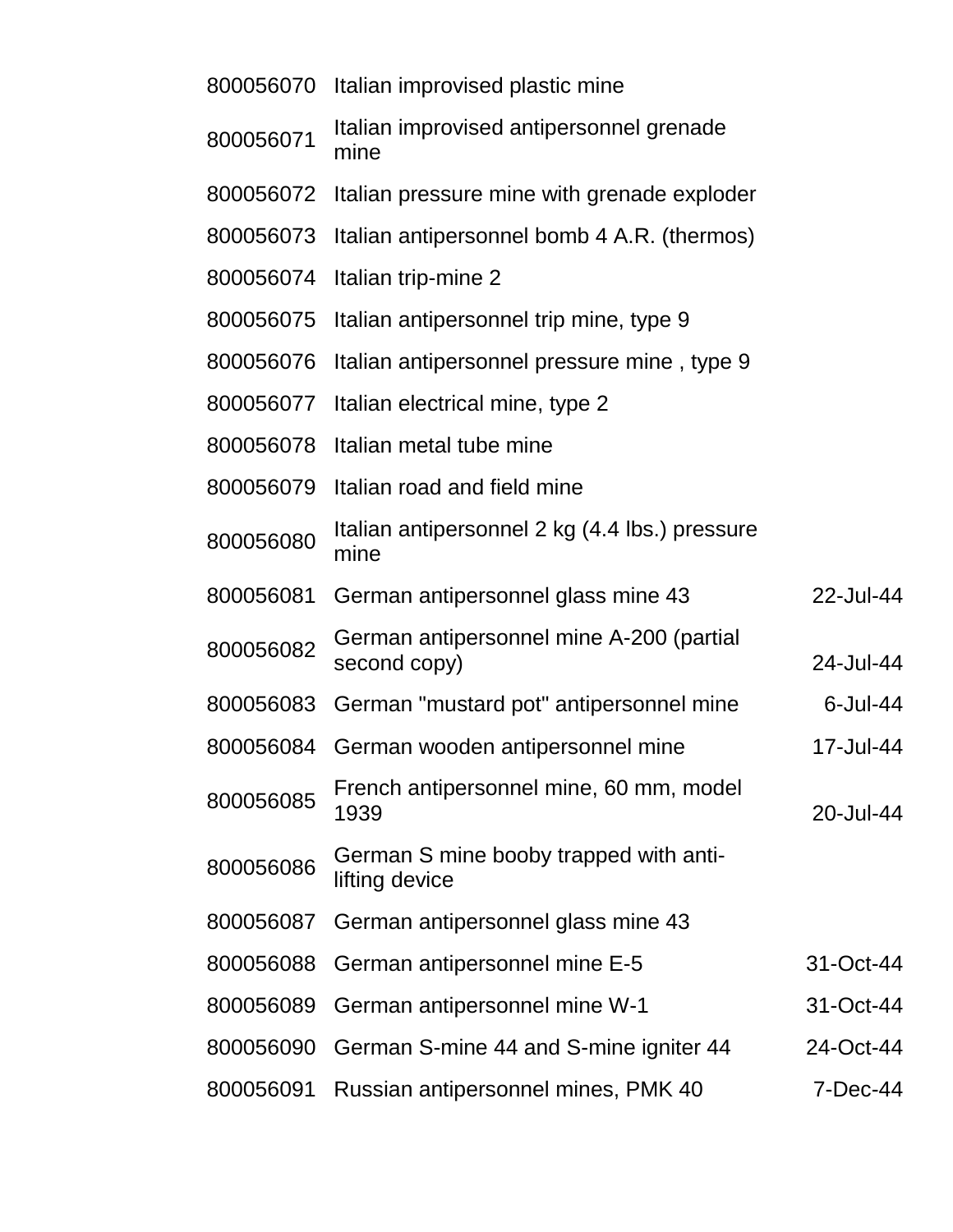| | | |
|---|---|---|
| 800056070 | Italian improvised plastic mine | |
| 800056071 | Italian improvised antipersonnel grenade mine | |
| 800056072 | Italian pressure mine with grenade exploder | |
| 800056073 | Italian antipersonnel bomb 4 A.R. (thermos) | |
| 800056074 | Italian trip-mine 2 | |
| 800056075 | Italian antipersonnel trip mine, type 9 | |
| 800056076 | Italian antipersonnel pressure mine , type 9 | |
| 800056077 | Italian electrical mine, type 2 | |
| 800056078 | Italian metal tube mine | |
| 800056079 | Italian road and field mine | |
| 800056080 | Italian antipersonnel 2 kg (4.4 lbs.) pressure mine | |
| 800056081 | German antipersonnel glass mine 43 | 22-Jul-44 |
| 800056082 | German antipersonnel mine A-200 (partial second copy) | 24-Jul-44 |
| 800056083 | German "mustard pot" antipersonnel mine | 6-Jul-44 |
| 800056084 | German wooden antipersonnel mine | 17-Jul-44 |
| 800056085 | French antipersonnel mine, 60 mm, model 1939 | 20-Jul-44 |
| 800056086 | German S mine booby trapped with anti-lifting device | |
| 800056087 | German antipersonnel glass mine 43 | |
| 800056088 | German antipersonnel mine E-5 | 31-Oct-44 |
| 800056089 | German antipersonnel mine W-1 | 31-Oct-44 |
| 800056090 | German S-mine 44 and S-mine igniter 44 | 24-Oct-44 |
| 800056091 | Russian antipersonnel mines, PMK 40 | 7-Dec-44 |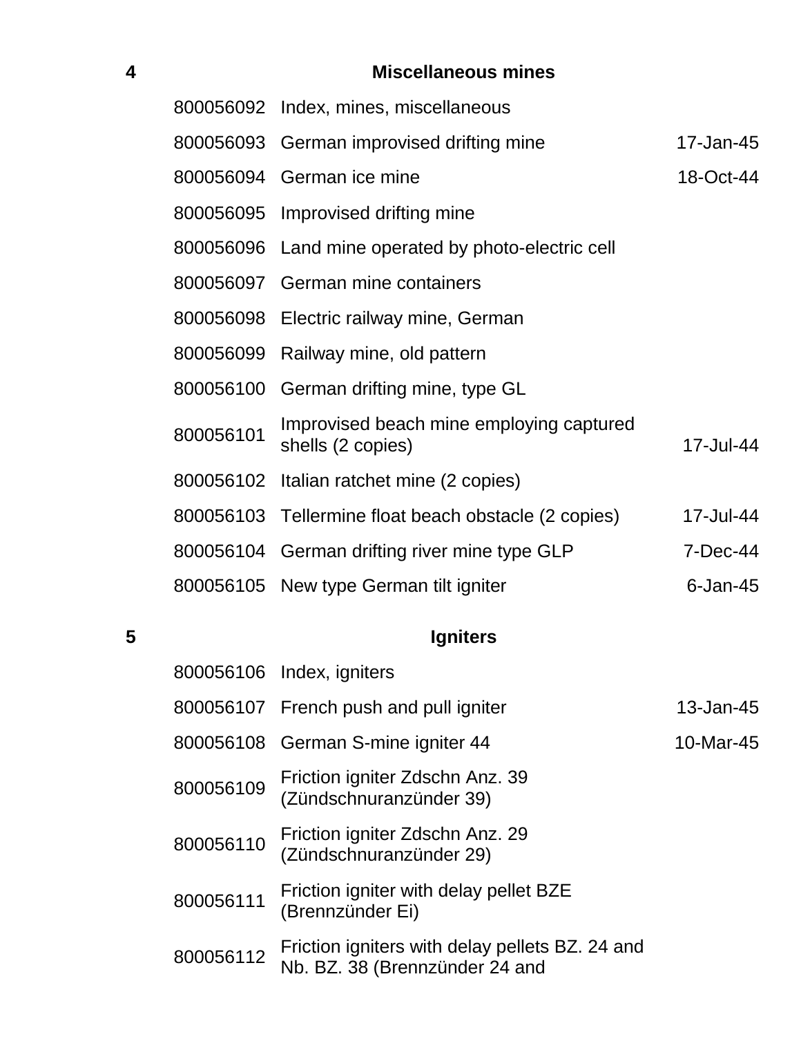## 4 Miscellaneous mines

| | | |
|---|---|---|
| 800056092 | Index, mines, miscellaneous | |
| 800056093 | German improvised drifting mine | 17-Jan-45 |
| 800056094 | German ice mine | 18-Oct-44 |
| 800056095 | Improvised drifting mine | |
| 800056096 | Land mine operated by photo-electric cell | |
| 800056097 | German mine containers | |
| 800056098 | Electric railway mine, German | |
| 800056099 | Railway mine, old pattern | |
| 800056100 | German drifting mine, type GL | |
| 800056101 | Improvised beach mine employing captured shells (2 copies) | 17-Jul-44 |
| 800056102 | Italian ratchet mine (2 copies) | |
| 800056103 | Tellermine float beach obstacle (2 copies) | 17-Jul-44 |
| 800056104 | German drifting river mine type GLP | 7-Dec-44 |
| 800056105 | New type German tilt igniter | 6-Jan-45 |

## 5 Igniters

| | | |
|---|---|---|
| 800056106 | Index, igniters | |
| 800056107 | French push and pull igniter | 13-Jan-45 |
| 800056108 | German S-mine igniter 44 | 10-Mar-45 |
| 800056109 | Friction igniter Zdschn Anz. 39 (Zündschnuranzünder 39) | |
| 800056110 | Friction igniter Zdschn Anz. 29 (Zündschnuranzünder 29) | |
| 800056111 | Friction igniter with delay pellet BZE (Brennzünder Ei) | |
| 800056112 | Friction igniters with delay pellets BZ. 24 and Nb. BZ. 38 (Brennzünder 24 and | |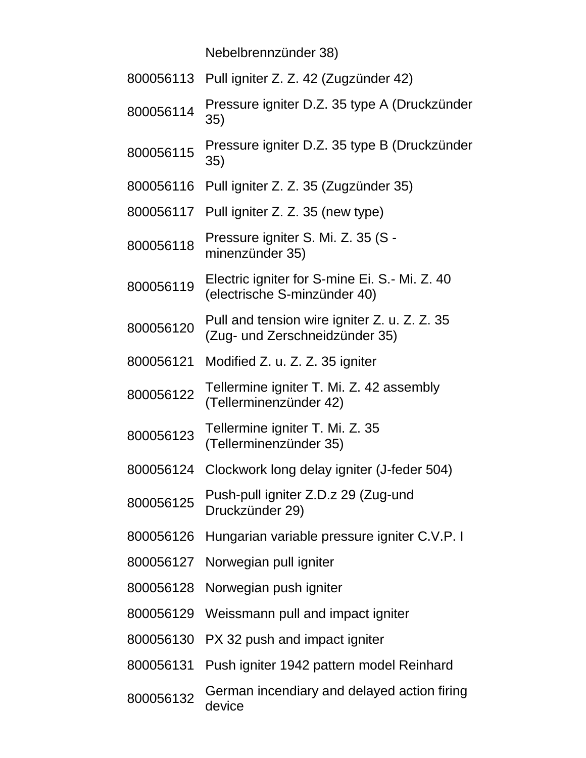| | Nebelbrennzünder 38) |
|---|---|
| 800056113 | Pull igniter Z. Z. 42 (Zugzünder 42) |
| 800056114 | Pressure igniter D.Z. 35 type A (Druckzünder 35) |
| 800056115 | Pressure igniter D.Z. 35 type B (Druckzünder 35) |
| 800056116 | Pull igniter Z. Z. 35 (Zugzünder 35) |
| 800056117 | Pull igniter Z. Z. 35 (new type) |
| 800056118 | Pressure igniter S. Mi. Z. 35 (S - minenzünder 35) |
| 800056119 | Electric igniter for S-mine Ei. S.- Mi. Z. 40 (electrische S-minzünder 40) |
| 800056120 | Pull and tension wire igniter Z. u. Z. Z. 35 (Zug- und Zerschneidzünder 35) |
| 800056121 | Modified Z. u. Z. Z. 35 igniter |
| 800056122 | Tellermine igniter T. Mi. Z. 42 assembly (Tellerminenzünder 42) |
| 800056123 | Tellermine igniter T. Mi. Z. 35 (Tellerminenzünder 35) |
| 800056124 | Clockwork long delay igniter (J-feder 504) |
| 800056125 | Push-pull igniter Z.D.z 29 (Zug-und Druckzünder 29) |
| 800056126 | Hungarian variable pressure igniter C.V.P. I |
| 800056127 | Norwegian pull igniter |
| 800056128 | Norwegian push igniter |
| 800056129 | Weissmann pull and impact igniter |
| 800056130 | PX 32 push and impact igniter |
| 800056131 | Push igniter 1942 pattern model Reinhard |
| 800056132 | German incendiary and delayed action firing device |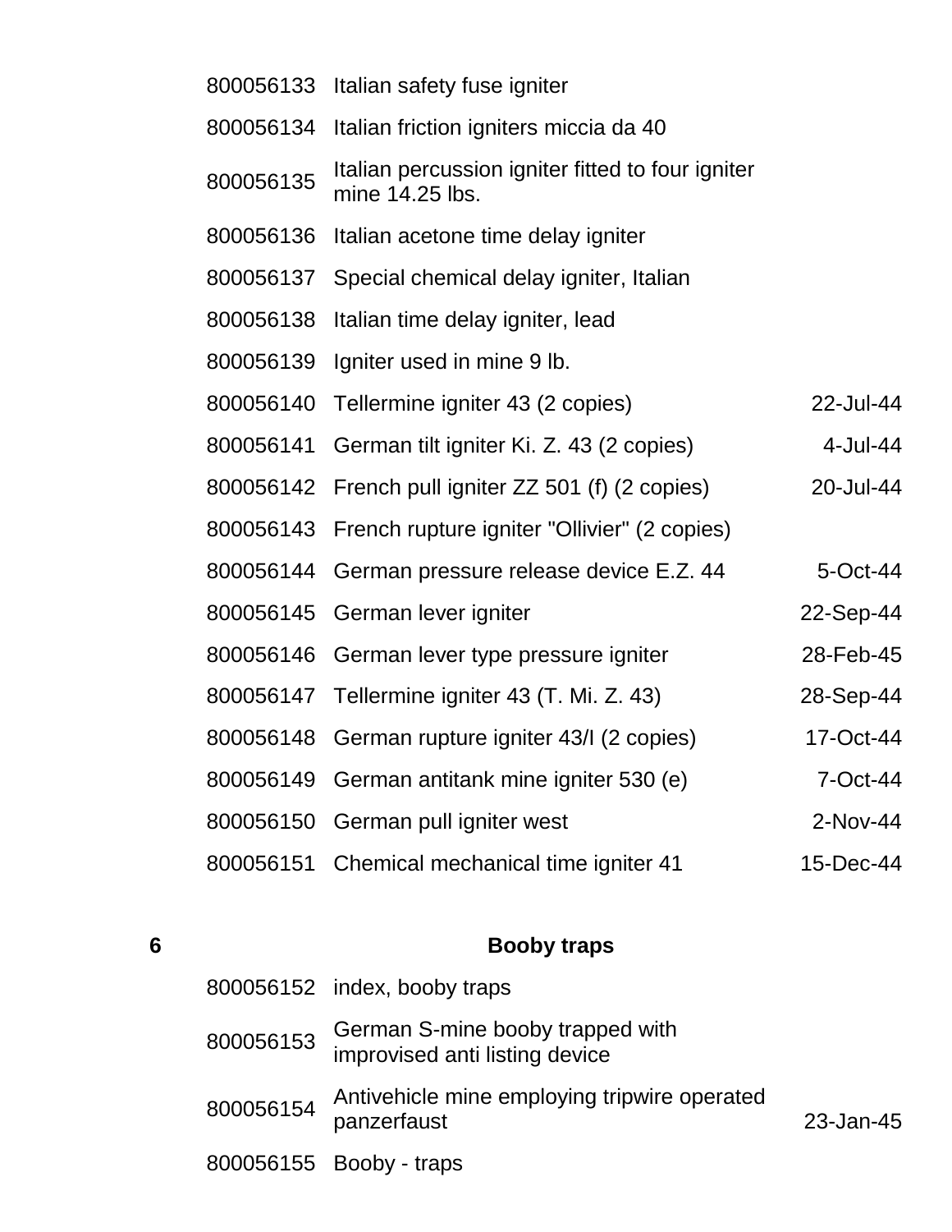| | | |
|---|---|---|
| 800056133 | Italian safety fuse igniter | |
| 800056134 | Italian friction igniters miccia da 40 | |
| 800056135 | Italian percussion igniter fitted to four igniter mine 14.25 lbs. | |
| 800056136 | Italian acetone time delay igniter | |
| 800056137 | Special chemical delay igniter, Italian | |
| 800056138 | Italian time delay igniter, lead | |
| 800056139 | Igniter used in mine 9 lb. | |
| 800056140 | Tellermine igniter 43 (2 copies) | 22-Jul-44 |
| 800056141 | German tilt igniter Ki. Z. 43 (2 copies) | 4-Jul-44 |
| 800056142 | French pull igniter ZZ 501 (f) (2 copies) | 20-Jul-44 |
| 800056143 | French rupture igniter "Ollivier" (2 copies) | |
| 800056144 | German pressure release device E.Z. 44 | 5-Oct-44 |
| 800056145 | German lever igniter | 22-Sep-44 |
| 800056146 | German lever type pressure igniter | 28-Feb-45 |
| 800056147 | Tellermine igniter 43 (T. Mi. Z. 43) | 28-Sep-44 |
| 800056148 | German rupture igniter 43/I (2 copies) | 17-Oct-44 |
| 800056149 | German antitank mine igniter 530 (e) | 7-Oct-44 |
| 800056150 | German pull igniter west | 2-Nov-44 |
| 800056151 | Chemical mechanical time igniter 41 | 15-Dec-44 |

## 6 Booby traps

| | | |
|---|---|---|
| 800056152 | index, booby traps | |
| 800056153 | German S-mine booby trapped with improvised anti listing device | |
| 800056154 | Antivehicle mine employing tripwire operated panzerfaust | 23-Jan-45 |
| 800056155 | Booby - traps | |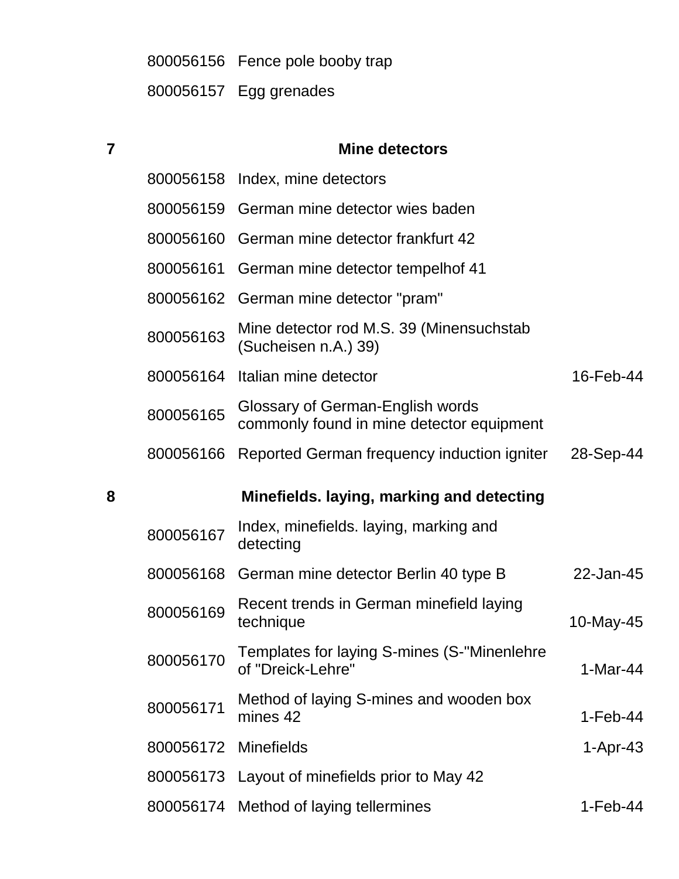| | | | |
|---|---|---|---|
| | 800056156 | Fence pole booby trap | |
| | 800056157 | Egg grenades | |
| **7** | | **Mine detectors** | |
| | 800056158 | Index, mine detectors | |
| | 800056159 | German mine detector wies baden | |
| | 800056160 | German mine detector frankfurt 42 | |
| | 800056161 | German mine detector tempelhof 41 | |
| | 800056162 | German mine detector "pram" | |
| | 800056163 | Mine detector rod M.S. 39 (Minensuchstab (Sucheisen n.A.) 39) | |
| | 800056164 | Italian mine detector | 16-Feb-44 |
| | 800056165 | Glossary of German-English words commonly found in mine detector equipment | |
| | 800056166 | Reported German frequency induction igniter | 28-Sep-44 |
| **8** | | **Minefields. laying, marking and detecting** | |
| | 800056167 | Index, minefields. laying, marking and detecting | |
| | 800056168 | German mine detector Berlin 40 type B | 22-Jan-45 |
| | 800056169 | Recent trends in German minefield laying technique | 10-May-45 |
| | 800056170 | Templates for laying S-mines (S-"Minenlehre of "Dreick-Lehre" | 1-Mar-44 |
| | 800056171 | Method of laying S-mines and wooden box mines 42 | 1-Feb-44 |
| | 800056172 | Minefields | 1-Apr-43 |
| | 800056173 | Layout of minefields prior to May 42 | |
| | 800056174 | Method of laying tellermines | 1-Feb-44 |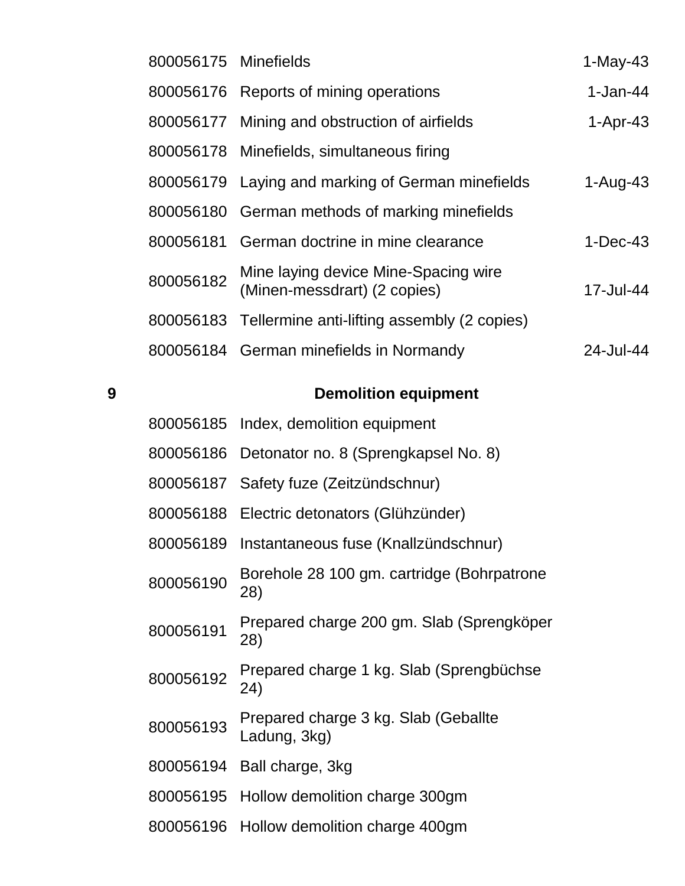| | | |
|---|---|---|
| 800056175 | Minefields | 1-May-43 |
| 800056176 | Reports of mining operations | 1-Jan-44 |
| 800056177 | Mining and obstruction of airfields | 1-Apr-43 |
| 800056178 | Minefields, simultaneous firing | |
| 800056179 | Laying and marking of German minefields | 1-Aug-43 |
| 800056180 | German methods of marking minefields | |
| 800056181 | German doctrine in mine clearance | 1-Dec-43 |
| 800056182 | Mine laying device Mine-Spacing wire (Minen-messdrart) (2 copies) | 17-Jul-44 |
| 800056183 | Tellermine anti-lifting assembly (2 copies) | |
| 800056184 | German minefields in Normandy | 24-Jul-44 |

**9 Demolition equipment**

| | | |
|---|---|---|
| 800056185 | Index, demolition equipment | |
| 800056186 | Detonator no. 8 (Sprengkapsel No. 8) | |
| 800056187 | Safety fuze (Zeitzündschnur) | |
| 800056188 | Electric detonators (Glühzünder) | |
| 800056189 | Instantaneous fuse (Knallzündschnur) | |
| 800056190 | Borehole 28 100 gm. cartridge (Bohrpatrone 28) | |
| 800056191 | Prepared charge 200 gm. Slab (Sprengköper 28) | |
| 800056192 | Prepared charge 1 kg. Slab (Sprengbüchse 24) | |
| 800056193 | Prepared charge 3 kg. Slab (Geballte Ladung, 3kg) | |
| 800056194 | Ball charge, 3kg | |
| 800056195 | Hollow demolition charge 300gm | |
| 800056196 | Hollow demolition charge 400gm | |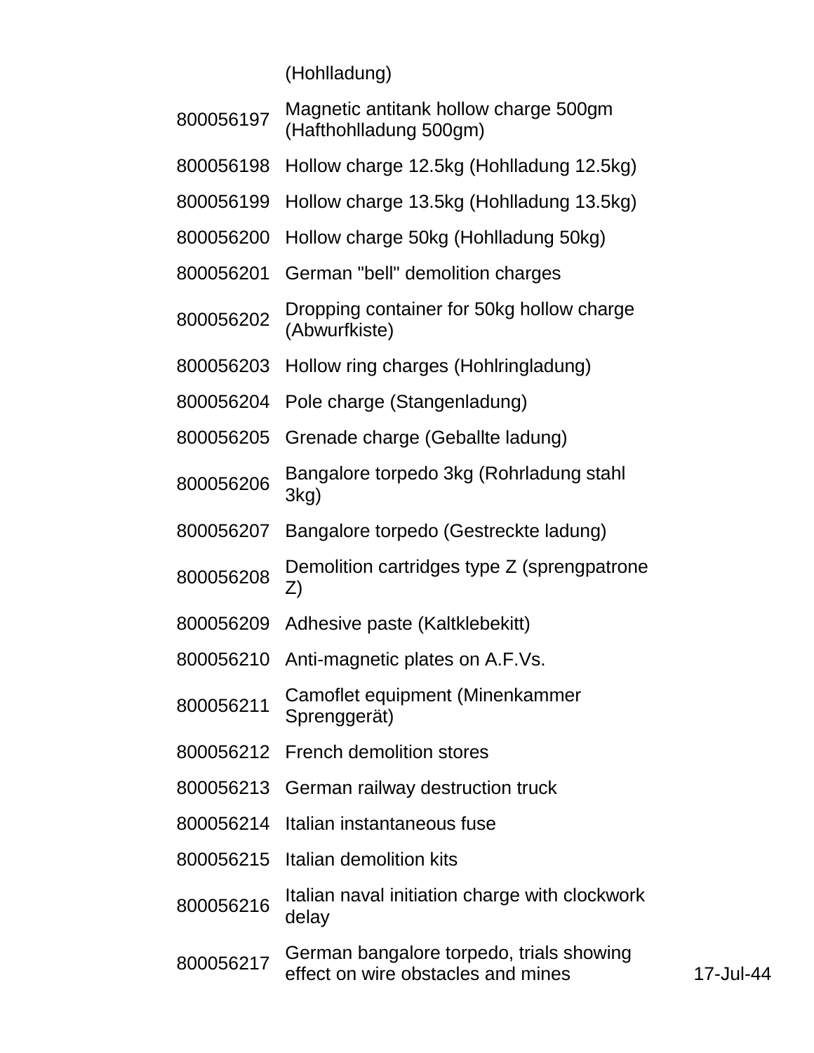| | | |
|---|---|---|
| | (Hohlladung) | |
| 800056197 | Magnetic antitank hollow charge 500gm (Hafthohlladung 500gm) | |
| 800056198 | Hollow charge 12.5kg (Hohlladung 12.5kg) | |
| 800056199 | Hollow charge 13.5kg (Hohlladung 13.5kg) | |
| 800056200 | Hollow charge 50kg (Hohlladung 50kg) | |
| 800056201 | German "bell" demolition charges | |
| 800056202 | Dropping container for 50kg hollow charge (Abwurfkiste) | |
| 800056203 | Hollow ring charges (Hohlringladung) | |
| 800056204 | Pole charge (Stangenladung) | |
| 800056205 | Grenade charge (Geballte ladung) | |
| 800056206 | Bangalore torpedo 3kg (Rohrladung stahl 3kg) | |
| 800056207 | Bangalore torpedo (Gestreckte ladung) | |
| 800056208 | Demolition cartridges type Z (sprengpatrone Z) | |
| 800056209 | Adhesive paste (Kaltklebekitt) | |
| 800056210 | Anti-magnetic plates on A.F.Vs. | |
| 800056211 | Camoflet equipment (Minenkammer Sprenggerät) | |
| 800056212 | French demolition stores | |
| 800056213 | German railway destruction truck | |
| 800056214 | Italian instantaneous fuse | |
| 800056215 | Italian demolition kits | |
| 800056216 | Italian naval initiation charge with clockwork delay | |
| 800056217 | German bangalore torpedo, trials showing effect on wire obstacles and mines | 17-Jul-44 |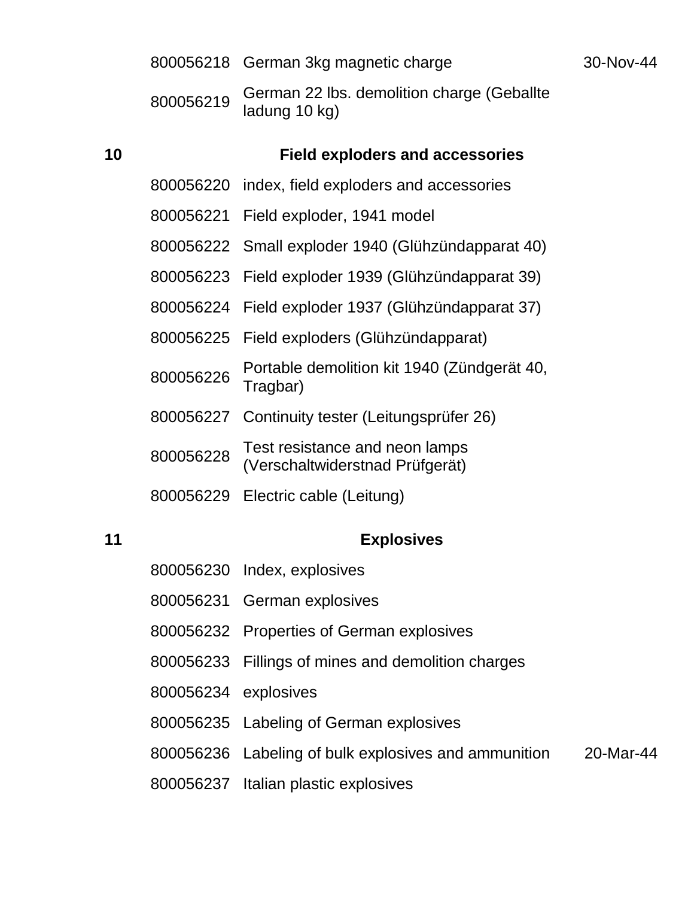| | | | |
|---|---|---|---|
| | 800056218 | German 3kg magnetic charge | 30-Nov-44 |
| | 800056219 | German 22 lbs. demolition charge (Geballte ladung 10 kg) | |
| **10** | | **Field exploders and accessories** | |
| | 800056220 | index, field exploders and accessories | |
| | 800056221 | Field exploder, 1941 model | |
| | 800056222 | Small exploder 1940 (Glühzündapparat 40) | |
| | 800056223 | Field exploder 1939 (Glühzündapparat 39) | |
| | 800056224 | Field exploder 1937 (Glühzündapparat 37) | |
| | 800056225 | Field exploders (Glühzündapparat) | |
| | 800056226 | Portable demolition kit 1940 (Zündgerät 40, Tragbar) | |
| | 800056227 | Continuity tester (Leitungsprüfer 26) | |
| | 800056228 | Test resistance and neon lamps (Verschaltwiderstnad Prüfgerät) | |
| | 800056229 | Electric cable (Leitung) | |
| **11** | | **Explosives** | |
| | 800056230 | Index, explosives | |
| | 800056231 | German explosives | |
| | 800056232 | Properties of German explosives | |
| | 800056233 | Fillings of mines and demolition charges | |
| | 800056234 | explosives | |
| | 800056235 | Labeling of German explosives | |
| | 800056236 | Labeling of bulk explosives and ammunition | 20-Mar-44 |
| | 800056237 | Italian plastic explosives | |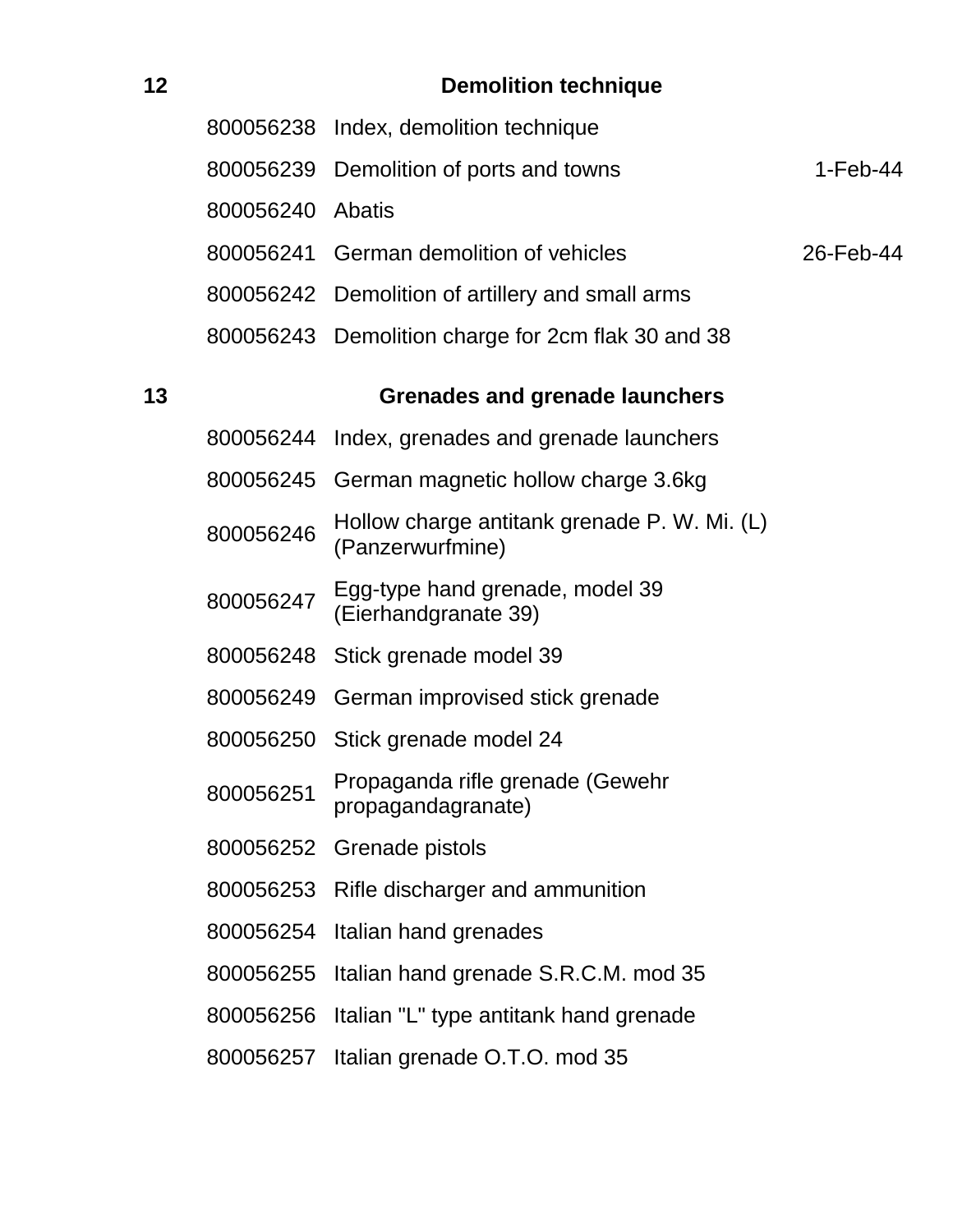## 12 Demolition technique

| | | |
|---|---|---|
| 800056238 | Index, demolition technique | |
| 800056239 | Demolition of ports and towns | 1-Feb-44 |
| 800056240 | Abatis | |
| 800056241 | German demolition of vehicles | 26-Feb-44 |
| 800056242 | Demolition of artillery and small arms | |
| 800056243 | Demolition charge for 2cm flak 30 and 38 | |

## 13 Grenades and grenade launchers

| | | |
|---|---|---|
| 800056244 | Index, grenades and grenade launchers | |
| 800056245 | German magnetic hollow charge 3.6kg | |
| 800056246 | Hollow charge antitank grenade P. W. Mi. (L) (Panzerwurfmine) | |
| 800056247 | Egg-type hand grenade, model 39 (Eierhandgranate 39) | |
| 800056248 | Stick grenade model 39 | |
| 800056249 | German improvised stick grenade | |
| 800056250 | Stick grenade model 24 | |
| 800056251 | Propaganda rifle grenade (Gewehr propagandagranate) | |
| 800056252 | Grenade pistols | |
| 800056253 | Rifle discharger and ammunition | |
| 800056254 | Italian hand grenades | |
| 800056255 | Italian hand grenade S.R.C.M. mod 35 | |
| 800056256 | Italian "L" type antitank hand grenade | |
| 800056257 | Italian grenade O.T.O. mod 35 | |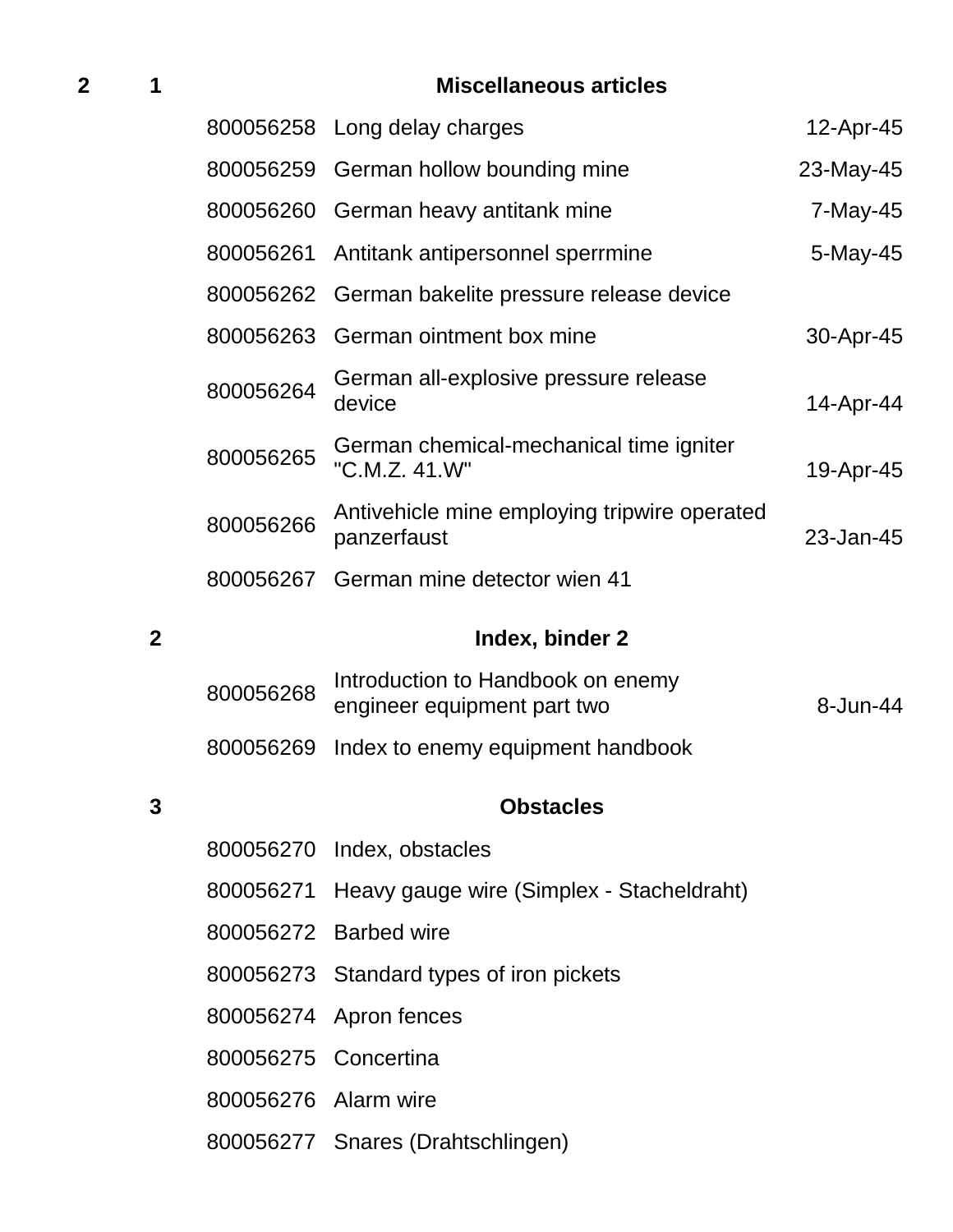| | | | | |
|---|---|---|---|---|
| **2** | **1** | | **Miscellaneous articles** | |
| | | 800056258 | Long delay charges | 12-Apr-45 |
| | | 800056259 | German hollow bounding mine | 23-May-45 |
| | | 800056260 | German heavy antitank mine | 7-May-45 |
| | | 800056261 | Antitank antipersonnel sperrmine | 5-May-45 |
| | | 800056262 | German bakelite pressure release device | |
| | | 800056263 | German ointment box mine | 30-Apr-45 |
| | | 800056264 | German all-explosive pressure release device | 14-Apr-44 |
| | | 800056265 | German chemical-mechanical time igniter "C.M.Z. 41.W" | 19-Apr-45 |
| | | 800056266 | Antivehicle mine employing tripwire operated panzerfaust | 23-Jan-45 |
| | | 800056267 | German mine detector wien 41 | |
| | **2** | | **Index, binder 2** | |
| | | 800056268 | Introduction to Handbook on enemy engineer equipment part two | 8-Jun-44 |
| | | 800056269 | Index to enemy equipment handbook | |
| | **3** | | **Obstacles** | |
| | | 800056270 | Index, obstacles | |
| | | 800056271 | Heavy gauge wire (Simplex - Stacheldraht) | |
| | | 800056272 | Barbed wire | |
| | | 800056273 | Standard types of iron pickets | |
| | | 800056274 | Apron fences | |
| | | 800056275 | Concertina | |
| | | 800056276 | Alarm wire | |
| | | 800056277 | Snares (Drahtschlingen) | |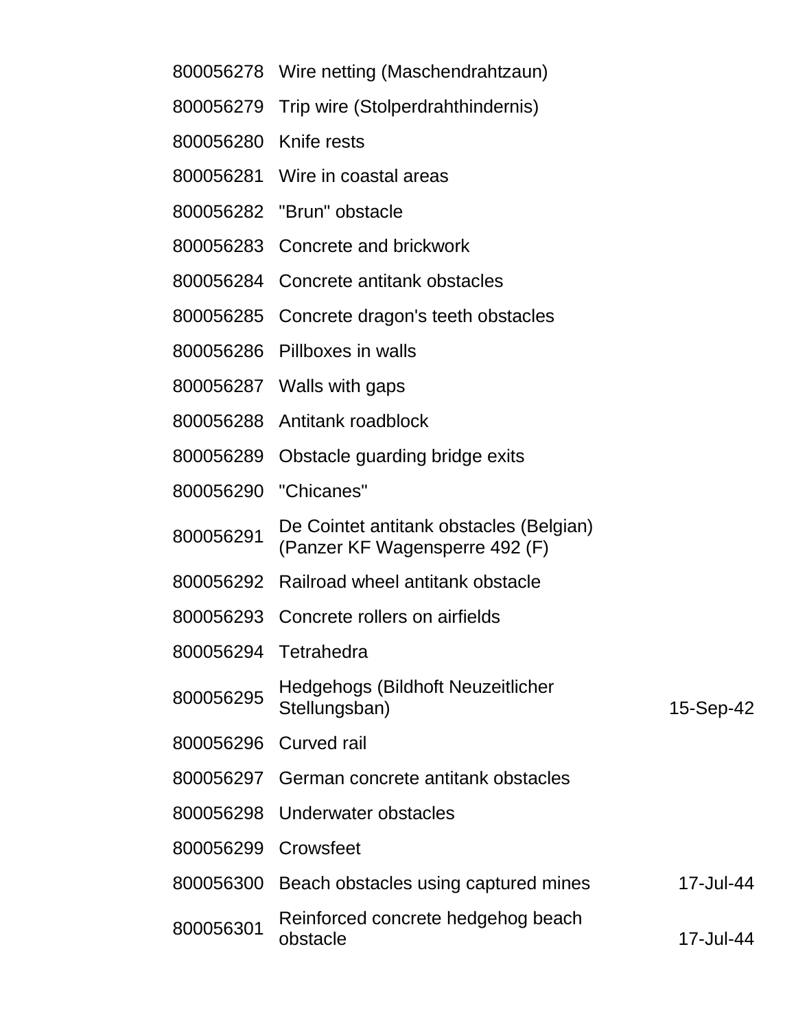| | | |
|---|---|---|
| 800056278 | Wire netting (Maschendrahtzaun) | |
| 800056279 | Trip wire (Stolperdrahthindernis) | |
| 800056280 | Knife rests | |
| 800056281 | Wire in coastal areas | |
| 800056282 | "Brun" obstacle | |
| 800056283 | Concrete and brickwork | |
| 800056284 | Concrete antitank obstacles | |
| 800056285 | Concrete dragon's teeth obstacles | |
| 800056286 | Pillboxes in walls | |
| 800056287 | Walls with gaps | |
| 800056288 | Antitank roadblock | |
| 800056289 | Obstacle guarding bridge exits | |
| 800056290 | "Chicanes" | |
| 800056291 | De Cointet antitank obstacles (Belgian) (Panzer KF Wagensperre 492 (F) | |
| 800056292 | Railroad wheel antitank obstacle | |
| 800056293 | Concrete rollers on airfields | |
| 800056294 | Tetrahedra | |
| 800056295 | Hedgehogs (Bildhoft Neuzeitlicher Stellungsban) | 15-Sep-42 |
| 800056296 | Curved rail | |
| 800056297 | German concrete antitank obstacles | |
| 800056298 | Underwater obstacles | |
| 800056299 | Crowsfeet | |
| 800056300 | Beach obstacles using captured mines | 17-Jul-44 |
| 800056301 | Reinforced concrete hedgehog beach obstacle | 17-Jul-44 |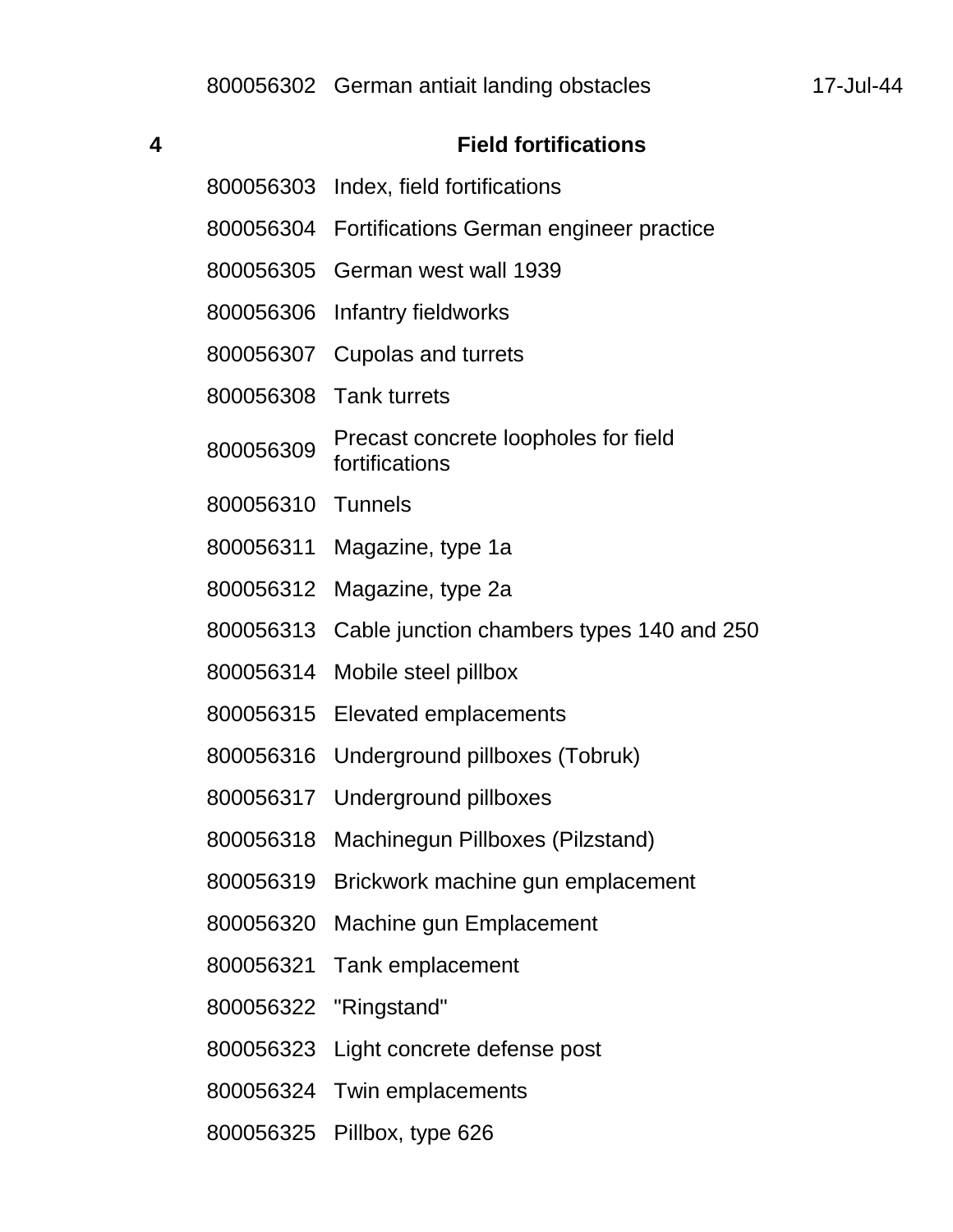| | | | |
|---|---|---|---|
| | 800056302 | German antiait landing obstacles | 17-Jul-44 |
| **4** | | **Field fortifications** | |
| | 800056303 | Index, field fortifications | |
| | 800056304 | Fortifications German engineer practice | |
| | 800056305 | German west wall 1939 | |
| | 800056306 | Infantry fieldworks | |
| | 800056307 | Cupolas and turrets | |
| | 800056308 | Tank turrets | |
| | 800056309 | Precast concrete loopholes for field fortifications | |
| | 800056310 | Tunnels | |
| | 800056311 | Magazine, type 1a | |
| | 800056312 | Magazine, type 2a | |
| | 800056313 | Cable junction chambers types 140 and 250 | |
| | 800056314 | Mobile steel pillbox | |
| | 800056315 | Elevated emplacements | |
| | 800056316 | Underground pillboxes (Tobruk) | |
| | 800056317 | Underground pillboxes | |
| | 800056318 | Machinegun Pillboxes (Pilzstand) | |
| | 800056319 | Brickwork machine gun emplacement | |
| | 800056320 | Machine gun Emplacement | |
| | 800056321 | Tank emplacement | |
| | 800056322 | "Ringstand" | |
| | 800056323 | Light concrete defense post | |
| | 800056324 | Twin emplacements | |
| | 800056325 | Pillbox, type 626 | |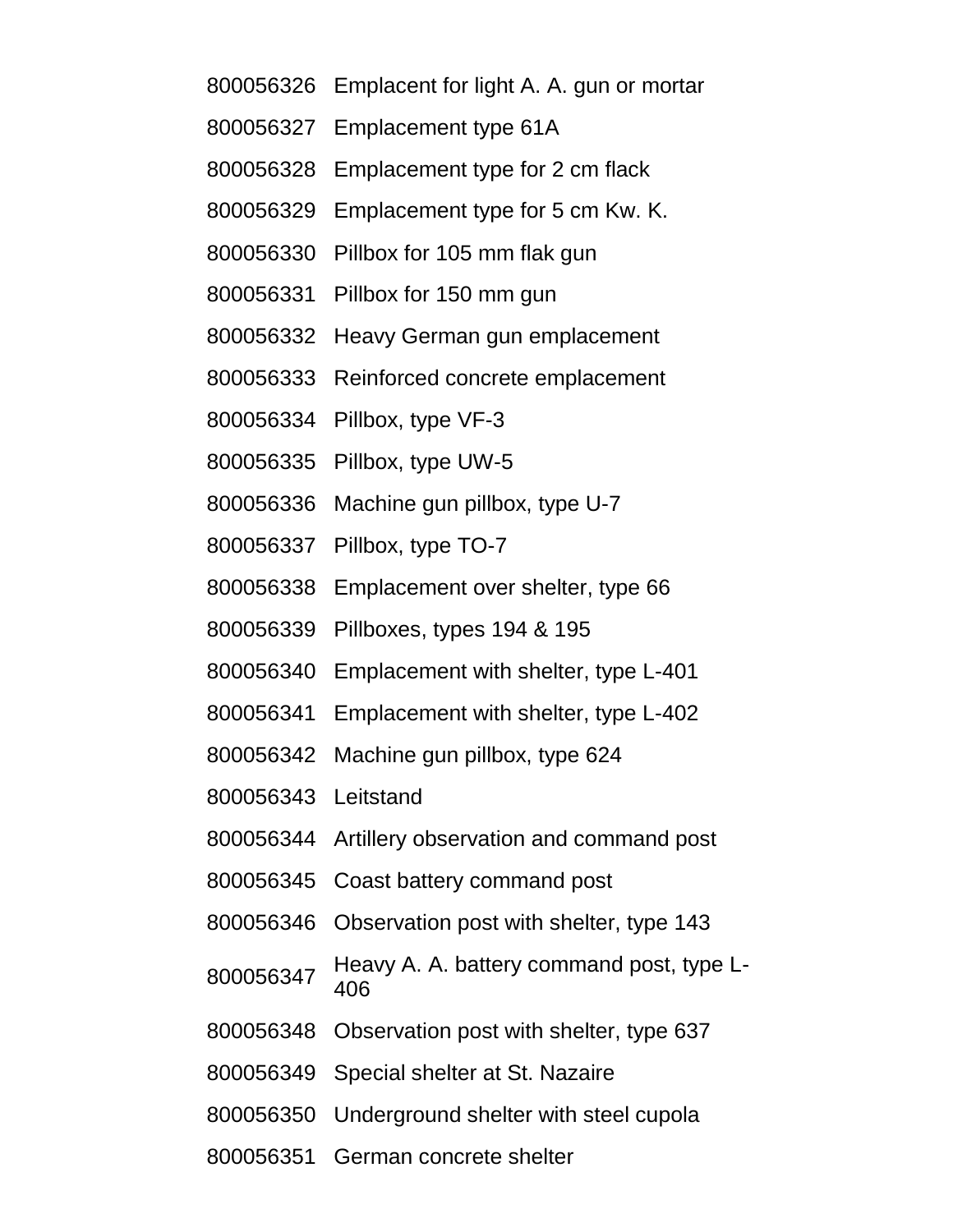| | |
|---|---|
| 800056326 | Emplacent for light A. A. gun or mortar |
| 800056327 | Emplacement type 61A |
| 800056328 | Emplacement type for 2 cm flack |
| 800056329 | Emplacement type for 5 cm Kw. K. |
| 800056330 | Pillbox for 105 mm flak gun |
| 800056331 | Pillbox for 150 mm gun |
| 800056332 | Heavy German gun emplacement |
| 800056333 | Reinforced concrete emplacement |
| 800056334 | Pillbox, type VF-3 |
| 800056335 | Pillbox, type UW-5 |
| 800056336 | Machine gun pillbox, type U-7 |
| 800056337 | Pillbox, type TO-7 |
| 800056338 | Emplacement over shelter, type 66 |
| 800056339 | Pillboxes, types 194 & 195 |
| 800056340 | Emplacement with shelter, type L-401 |
| 800056341 | Emplacement with shelter, type L-402 |
| 800056342 | Machine gun pillbox, type 624 |
| 800056343 | Leitstand |
| 800056344 | Artillery observation and command post |
| 800056345 | Coast battery command post |
| 800056346 | Observation post with shelter, type 143 |
| 800056347 | Heavy A. A. battery command post, type L-406 |
| 800056348 | Observation post with shelter, type 637 |
| 800056349 | Special shelter at St. Nazaire |
| 800056350 | Underground shelter with steel cupola |
| 800056351 | German concrete shelter |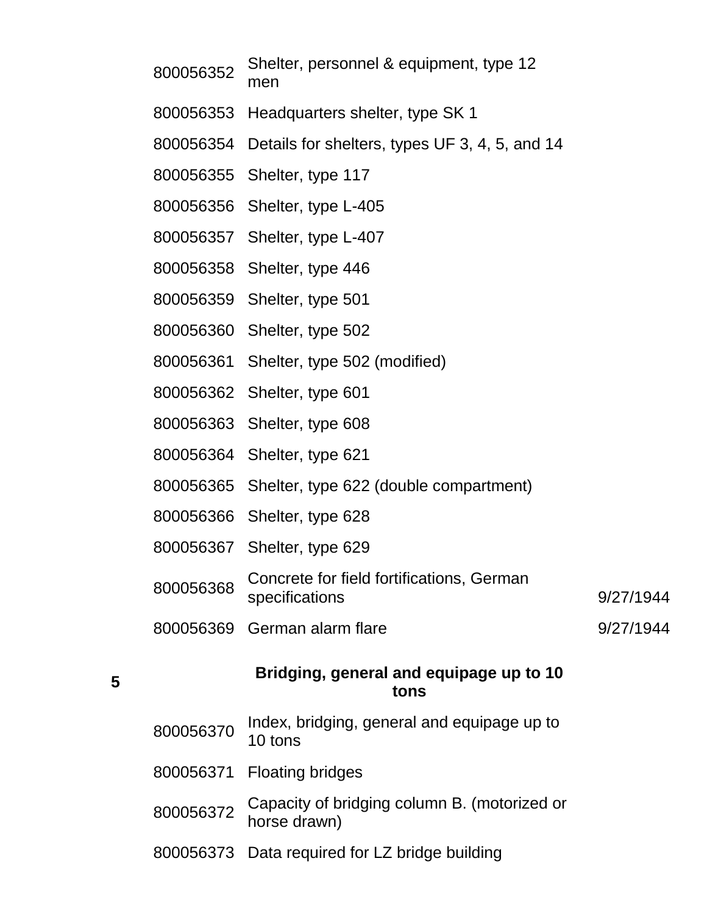| | | | |
|---|---|---|---|
| | 800056352 | Shelter, personnel & equipment, type 12 men | |
| | 800056353 | Headquarters shelter, type SK 1 | |
| | 800056354 | Details for shelters, types UF 3, 4, 5, and 14 | |
| | 800056355 | Shelter, type 117 | |
| | 800056356 | Shelter, type L-405 | |
| | 800056357 | Shelter, type L-407 | |
| | 800056358 | Shelter, type 446 | |
| | 800056359 | Shelter, type 501 | |
| | 800056360 | Shelter, type 502 | |
| | 800056361 | Shelter, type 502 (modified) | |
| | 800056362 | Shelter, type 601 | |
| | 800056363 | Shelter, type 608 | |
| | 800056364 | Shelter, type 621 | |
| | 800056365 | Shelter, type 622 (double compartment) | |
| | 800056366 | Shelter, type 628 | |
| | 800056367 | Shelter, type 629 | |
| | 800056368 | Concrete for field fortifications, German specifications | 9/27/1944 |
| | 800056369 | German alarm flare | 9/27/1944 |
| **5** | | **Bridging, general and equipage up to 10 tons** | |
| | 800056370 | Index, bridging, general and equipage up to 10 tons | |
| | 800056371 | Floating bridges | |
| | 800056372 | Capacity of bridging column B. (motorized or horse drawn) | |
| | 800056373 | Data required for LZ bridge building | |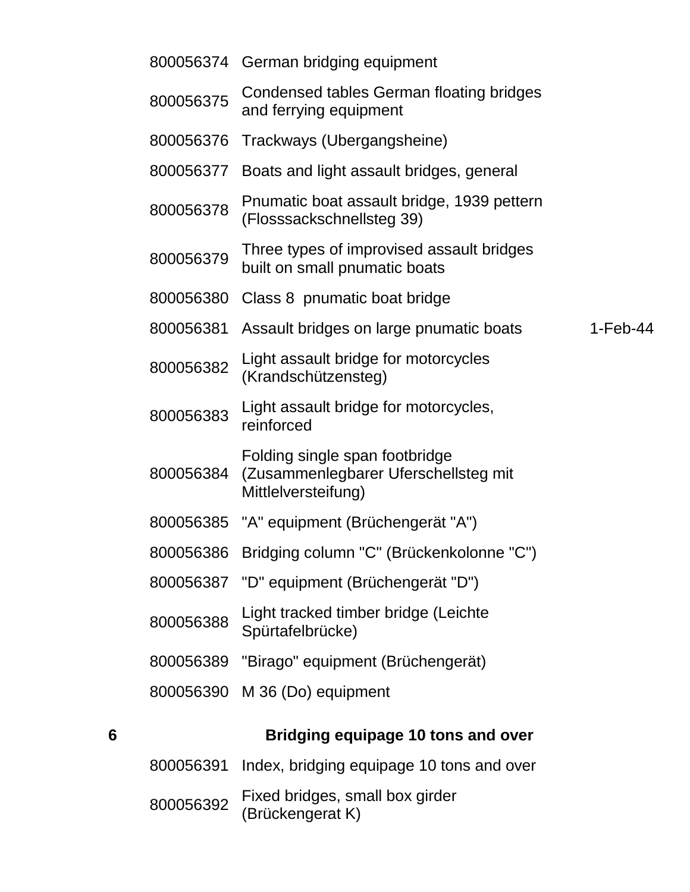| | | |
|---|---|---|
| 800056374 | German bridging equipment | |
| 800056375 | Condensed tables German floating bridges and ferrying equipment | |
| 800056376 | Trackways (Ubergangsheine) | |
| 800056377 | Boats and light assault bridges, general | |
| 800056378 | Pnumatic boat assault bridge, 1939 pettern (Flosssackschnellsteg 39) | |
| 800056379 | Three types of improvised assault bridges built on small pnumatic boats | |
| 800056380 | Class 8 pnumatic boat bridge | |
| 800056381 | Assault bridges on large pnumatic boats | 1-Feb-44 |
| 800056382 | Light assault bridge for motorcycles (Krandschützensteg) | |
| 800056383 | Light assault bridge for motorcycles, reinforced | |
| 800056384 | Folding single span footbridge (Zusammenlegbarer Uferschellsteg mit Mittlelversteifung) | |
| 800056385 | "A" equipment (Brüchengerät "A") | |
| 800056386 | Bridging column "C" (Brückenkolonne "C") | |
| 800056387 | "D" equipment (Brüchengerät "D") | |
| 800056388 | Light tracked timber bridge (Leichte Spürtafelbrücke) | |
| 800056389 | "Birago" equipment (Brüchengerät) | |
| 800056390 | M 36 (Do) equipment | |

## 6 Bridging equipage 10 tons and over

| | | |
|---|---|---|
| 800056391 | Index, bridging equipage 10 tons and over | |
| 800056392 | Fixed bridges, small box girder (Brückengerat K) | |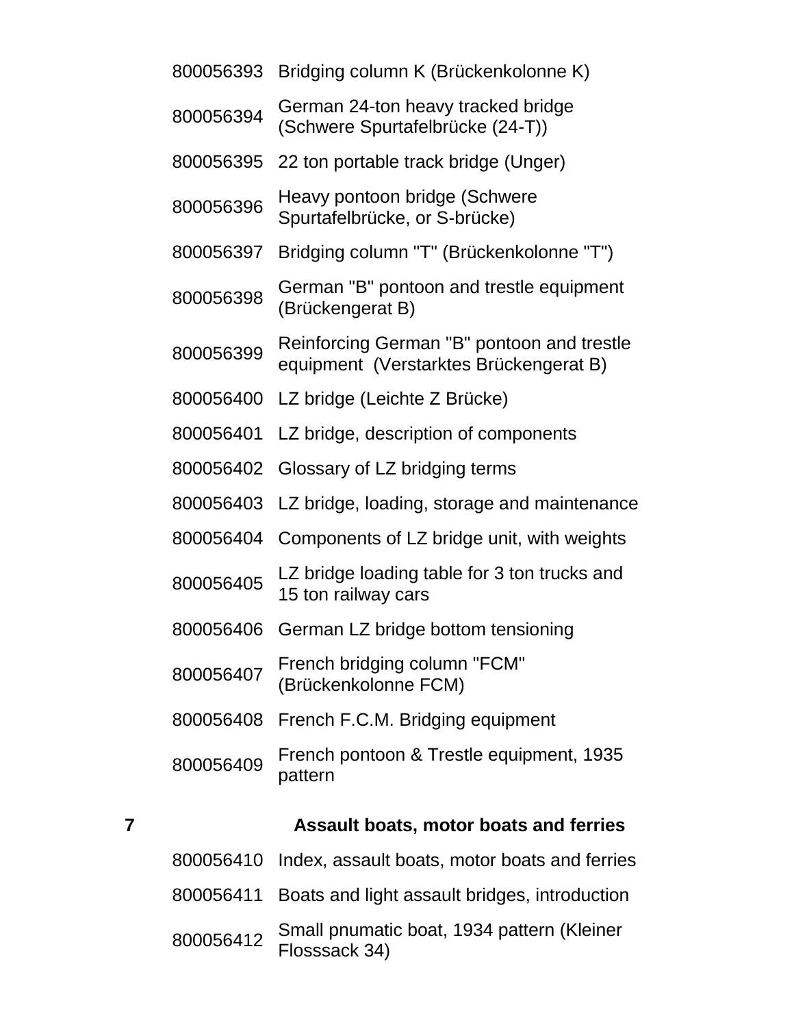| | | |
|---|---|---|
| | 800056393 | Bridging column K (Brückenkolonne K) |
| | 800056394 | German 24-ton heavy tracked bridge (Schwere Spurtafelbrücke (24-T)) |
| | 800056395 | 22 ton portable track bridge (Unger) |
| | 800056396 | Heavy pontoon bridge (Schwere Spurtafelbrücke, or S-brücke) |
| | 800056397 | Bridging column "T" (Brückenkolonne "T") |
| | 800056398 | German "B" pontoon and trestle equipment (Brückengerat B) |
| | 800056399 | Reinforcing German "B" pontoon and trestle equipment (Verstarktes Brückengerat B) |
| | 800056400 | LZ bridge (Leichte Z Brücke) |
| | 800056401 | LZ bridge, description of components |
| | 800056402 | Glossary of LZ bridging terms |
| | 800056403 | LZ bridge, loading, storage and maintenance |
| | 800056404 | Components of LZ bridge unit, with weights |
| | 800056405 | LZ bridge loading table for 3 ton trucks and 15 ton railway cars |
| | 800056406 | German LZ bridge bottom tensioning |
| | 800056407 | French bridging column "FCM" (Brückenkolonne FCM) |
| | 800056408 | French F.C.M. Bridging equipment |
| | 800056409 | French pontoon & Trestle equipment, 1935 pattern |
| **7** | | **Assault boats, motor boats and ferries** |
| | 800056410 | Index, assault boats, motor boats and ferries |
| | 800056411 | Boats and light assault bridges, introduction |
| | 800056412 | Small pnumatic boat, 1934 pattern (Kleiner Flosssack 34) |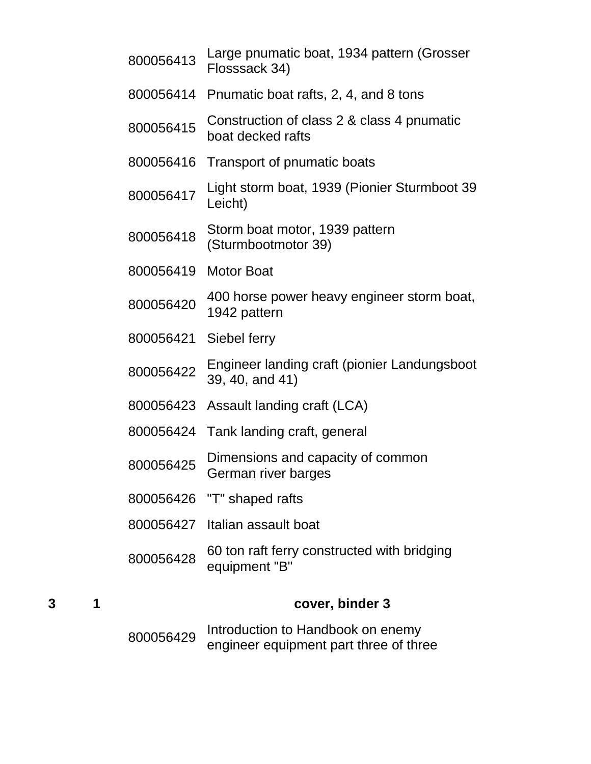| | | | |
|---|---|---|---|
| | | 800056413 | Large pnumatic boat, 1934 pattern (Grosser Flosssack 34) |
| | | 800056414 | Pnumatic boat rafts, 2, 4, and 8 tons |
| | | 800056415 | Construction of class 2 & class 4 pnumatic boat decked rafts |
| | | 800056416 | Transport of pnumatic boats |
| | | 800056417 | Light storm boat, 1939 (Pionier Sturmboot 39 Leicht) |
| | | 800056418 | Storm boat motor, 1939 pattern (Sturmbootmotor 39) |
| | | 800056419 | Motor Boat |
| | | 800056420 | 400 horse power heavy engineer storm boat, 1942 pattern |
| | | 800056421 | Siebel ferry |
| | | 800056422 | Engineer landing craft (pionier Landungsboot 39, 40, and 41) |
| | | 800056423 | Assault landing craft (LCA) |
| | | 800056424 | Tank landing craft, general |
| | | 800056425 | Dimensions and capacity of common German river barges |
| | | 800056426 | "T" shaped rafts |
| | | 800056427 | Italian assault boat |
| | | 800056428 | 60 ton raft ferry constructed with bridging equipment "B" |
| **3** | **1** | | **cover, binder 3** |
| | | 800056429 | Introduction to Handbook on enemy engineer equipment part three of three |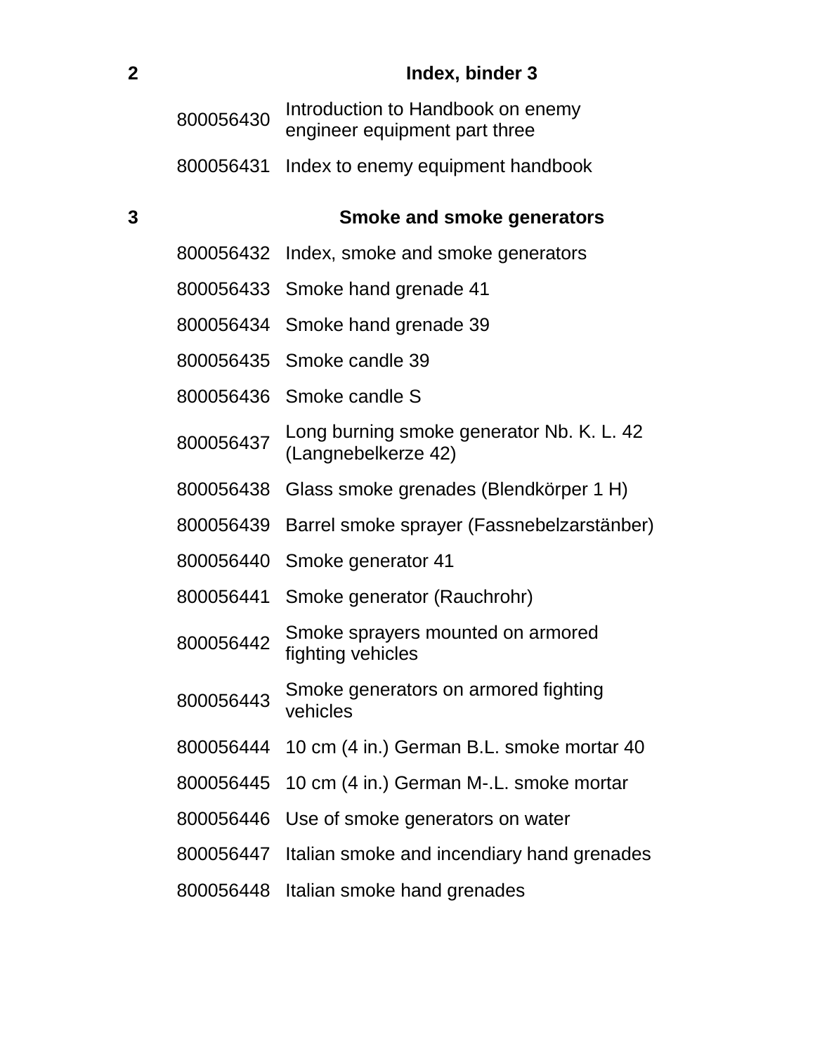| | | |
|---|---|---|
| **2** | | **Index, binder 3** |
| | 800056430 | Introduction to Handbook on enemy engineer equipment part three |
| | 800056431 | Index to enemy equipment handbook |
| **3** | | **Smoke and smoke generators** |
| | 800056432 | Index, smoke and smoke generators |
| | 800056433 | Smoke hand grenade 41 |
| | 800056434 | Smoke hand grenade 39 |
| | 800056435 | Smoke candle 39 |
| | 800056436 | Smoke candle S |
| | 800056437 | Long burning smoke generator Nb. K. L. 42 (Langnebelkerze 42) |
| | 800056438 | Glass smoke grenades (Blendkörper 1 H) |
| | 800056439 | Barrel smoke sprayer (Fassnebelzarstänber) |
| | 800056440 | Smoke generator 41 |
| | 800056441 | Smoke generator (Rauchrohr) |
| | 800056442 | Smoke sprayers mounted on armored fighting vehicles |
| | 800056443 | Smoke generators on armored fighting vehicles |
| | 800056444 | 10 cm (4 in.) German B.L. smoke mortar 40 |
| | 800056445 | 10 cm (4 in.) German M-.L. smoke mortar |
| | 800056446 | Use of smoke generators on water |
| | 800056447 | Italian smoke and incendiary hand grenades |
| | 800056448 | Italian smoke hand grenades |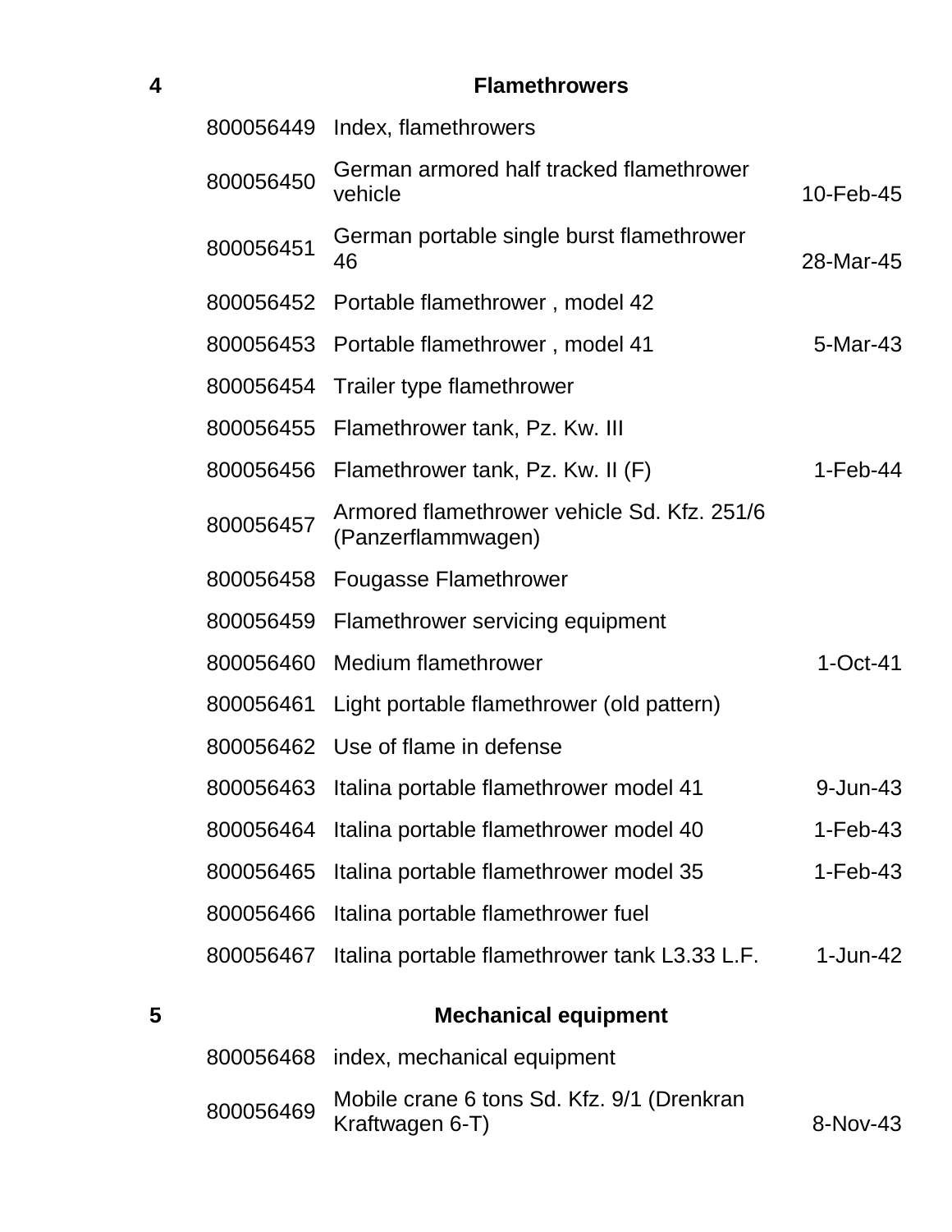## 4 Flamethrowers

| | | |
|---|---|---|
| 800056449 | Index, flamethrowers | |
| 800056450 | German armored half tracked flamethrower vehicle | 10-Feb-45 |
| 800056451 | German portable single burst flamethrower 46 | 28-Mar-45 |
| 800056452 | Portable flamethrower , model 42 | |
| 800056453 | Portable flamethrower , model 41 | 5-Mar-43 |
| 800056454 | Trailer type flamethrower | |
| 800056455 | Flamethrower tank, Pz. Kw. III | |
| 800056456 | Flamethrower tank, Pz. Kw. II (F) | 1-Feb-44 |
| 800056457 | Armored flamethrower vehicle Sd. Kfz. 251/6 (Panzerflammwagen) | |
| 800056458 | Fougasse Flamethrower | |
| 800056459 | Flamethrower servicing equipment | |
| 800056460 | Medium flamethrower | 1-Oct-41 |
| 800056461 | Light portable flamethrower (old pattern) | |
| 800056462 | Use of flame in defense | |
| 800056463 | Italina portable flamethrower model 41 | 9-Jun-43 |
| 800056464 | Italina portable flamethrower model 40 | 1-Feb-43 |
| 800056465 | Italina portable flamethrower model 35 | 1-Feb-43 |
| 800056466 | Italina portable flamethrower fuel | |
| 800056467 | Italina portable flamethrower tank L3.33 L.F. | 1-Jun-42 |

## 5 Mechanical equipment

| | | |
|---|---|---|
| 800056468 | index, mechanical equipment | |
| 800056469 | Mobile crane 6 tons Sd. Kfz. 9/1 (Drenkran Kraftwagen 6-T) | 8-Nov-43 |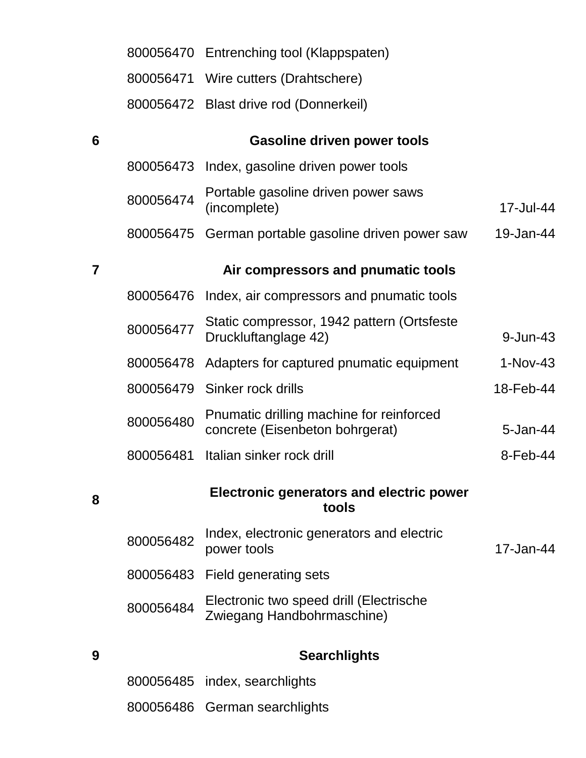| | | | |
|---|---|---|---|
| | 800056470 | Entrenching tool (Klappspaten) | |
| | 800056471 | Wire cutters (Drahtschere) | |
| | 800056472 | Blast drive rod (Donnerkeil) | |
| **6** | | **Gasoline driven power tools** | |
| | 800056473 | Index, gasoline driven power tools | |
| | 800056474 | Portable gasoline driven power saws (incomplete) | 17-Jul-44 |
| | 800056475 | German portable gasoline driven power saw | 19-Jan-44 |
| **7** | | **Air compressors and pnumatic tools** | |
| | 800056476 | Index, air compressors and pnumatic tools | |
| | 800056477 | Static compressor, 1942 pattern (Ortsfeste Druckluftanglage 42) | 9-Jun-43 |
| | 800056478 | Adapters for captured pnumatic equipment | 1-Nov-43 |
| | 800056479 | Sinker rock drills | 18-Feb-44 |
| | 800056480 | Pnumatic drilling machine for reinforced concrete (Eisenbeton bohrgerat) | 5-Jan-44 |
| | 800056481 | Italian sinker rock drill | 8-Feb-44 |
| **8** | | **Electronic generators and electric power tools** | |
| | 800056482 | Index, electronic generators and electric power tools | 17-Jan-44 |
| | 800056483 | Field generating sets | |
| | 800056484 | Electronic two speed drill (Electrische Zwiegang Handbohrmaschine) | |
| **9** | | **Searchlights** | |
| | 800056485 | index, searchlights | |
| | 800056486 | German searchlights | |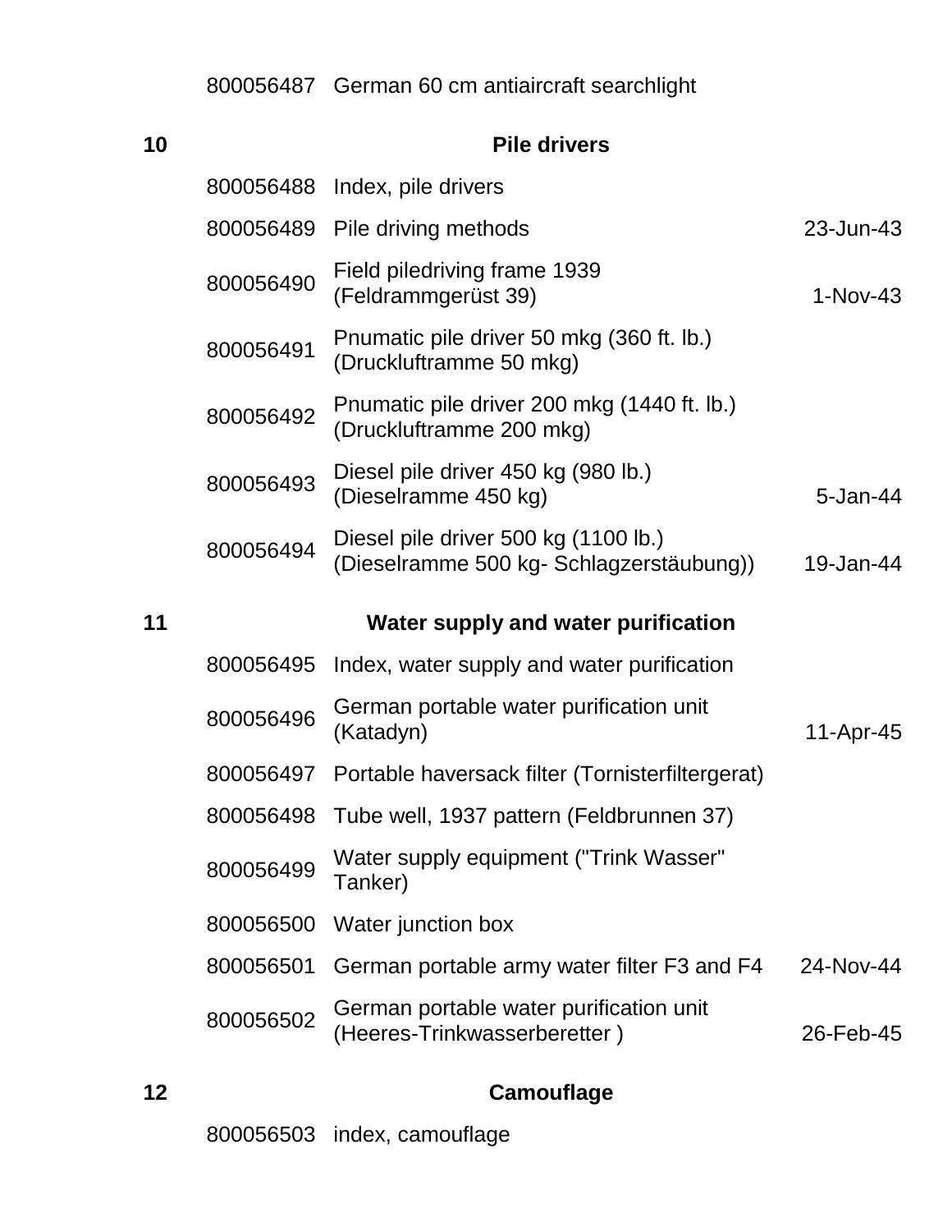| | | | |
|---|---|---|---|
| | 800056487 | German 60 cm antiaircraft searchlight | |
| **10** | | **Pile drivers** | |
| | 800056488 | Index, pile drivers | |
| | 800056489 | Pile driving methods | 23-Jun-43 |
| | 800056490 | Field piledriving frame 1939 (Feldrammgerüst 39) | 1-Nov-43 |
| | 800056491 | Pnumatic pile driver 50 mkg (360 ft. lb.) (Druckluftramme 50 mkg) | |
| | 800056492 | Pnumatic pile driver 200 mkg (1440 ft. lb.) (Druckluftramme 200 mkg) | |
| | 800056493 | Diesel pile driver 450 kg (980 lb.) (Dieselramme 450 kg) | 5-Jan-44 |
| | 800056494 | Diesel pile driver 500 kg (1100 lb.) (Dieselramme 500 kg- Schlagzerstäubung)) | 19-Jan-44 |
| **11** | | **Water supply and water purification** | |
| | 800056495 | Index, water supply and water purification | |
| | 800056496 | German portable water purification unit (Katadyn) | 11-Apr-45 |
| | 800056497 | Portable haversack filter (Tornisterfiltergerat) | |
| | 800056498 | Tube well, 1937 pattern (Feldbrunnen 37) | |
| | 800056499 | Water supply equipment ("Trink Wasser" Tanker) | |
| | 800056500 | Water junction box | |
| | 800056501 | German portable army water filter F3 and F4 | 24-Nov-44 |
| | 800056502 | German portable water purification unit (Heeres-Trinkwasserberetter ) | 26-Feb-45 |
| **12** | | **Camouflage** | |
| | 800056503 | index, camouflage | |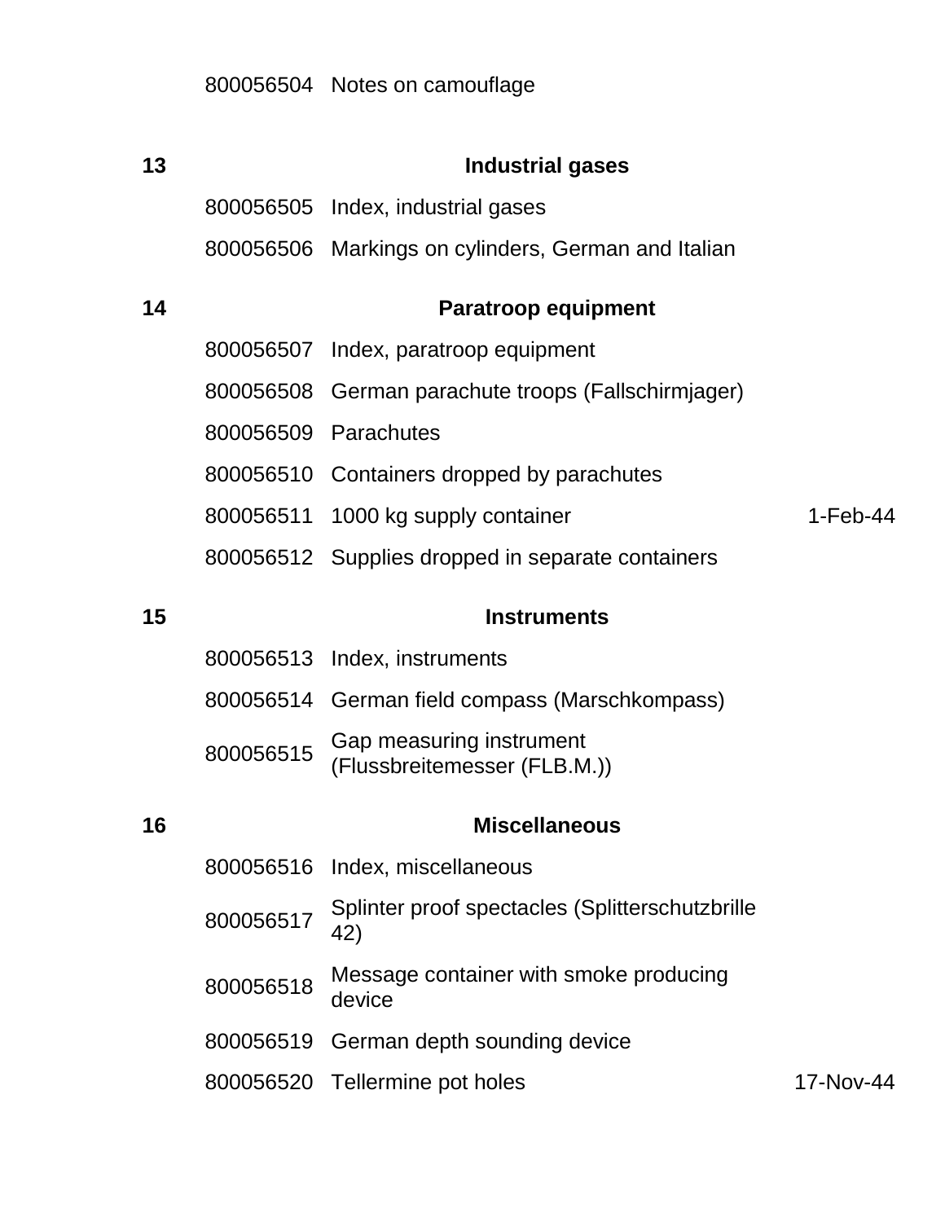| | | | |
|---|---|---|---|
| | 800056504 | Notes on camouflage | |
| **13** | | **Industrial gases** | |
| | 800056505 | Index, industrial gases | |
| | 800056506 | Markings on cylinders, German and Italian | |
| **14** | | **Paratroop equipment** | |
| | 800056507 | Index, paratroop equipment | |
| | 800056508 | German parachute troops (Fallschirmjager) | |
| | 800056509 | Parachutes | |
| | 800056510 | Containers dropped by parachutes | |
| | 800056511 | 1000 kg supply container | 1-Feb-44 |
| | 800056512 | Supplies dropped in separate containers | |
| **15** | | **Instruments** | |
| | 800056513 | Index, instruments | |
| | 800056514 | German field compass (Marschkompass) | |
| | 800056515 | Gap measuring instrument (Flussbreitemesser (FLB.M.)) | |
| **16** | | **Miscellaneous** | |
| | 800056516 | Index, miscellaneous | |
| | 800056517 | Splinter proof spectacles (Splitterschutzbrille 42) | |
| | 800056518 | Message container with smoke producing device | |
| | 800056519 | German depth sounding device | |
| | 800056520 | Tellermine pot holes | 17-Nov-44 |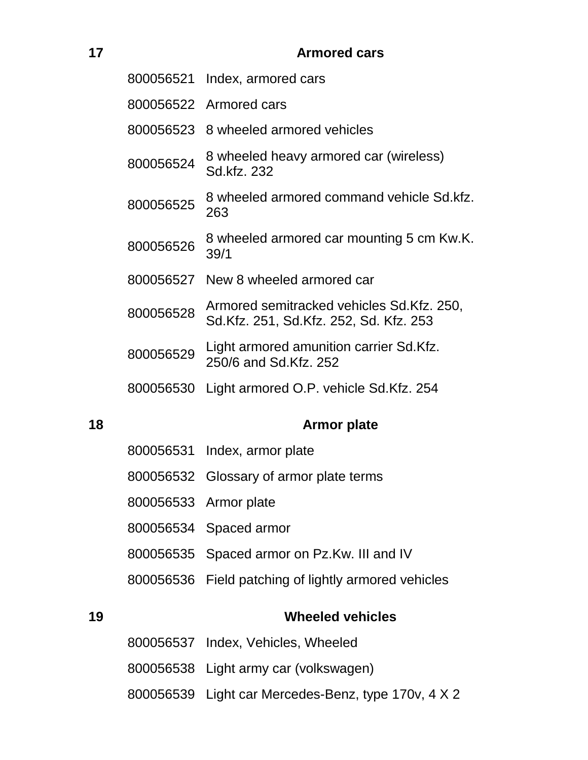## 17 Armored cars

| | |
|---|---|
| 800056521 | Index, armored cars |
| 800056522 | Armored cars |
| 800056523 | 8 wheeled armored vehicles |
| 800056524 | 8 wheeled heavy armored car (wireless) Sd.kfz. 232 |
| 800056525 | 8 wheeled armored command vehicle Sd.kfz. 263 |
| 800056526 | 8 wheeled armored car mounting 5 cm Kw.K. 39/1 |
| 800056527 | New 8 wheeled armored car |
| 800056528 | Armored semitracked vehicles Sd.Kfz. 250, Sd.Kfz. 251, Sd.Kfz. 252, Sd. Kfz. 253 |
| 800056529 | Light armored amunition carrier Sd.Kfz. 250/6 and Sd.Kfz. 252 |
| 800056530 | Light armored O.P. vehicle Sd.Kfz. 254 |

## 18 Armor plate

| | |
|---|---|
| 800056531 | Index, armor plate |
| 800056532 | Glossary of armor plate terms |
| 800056533 | Armor plate |
| 800056534 | Spaced armor |
| 800056535 | Spaced armor on Pz.Kw. III and IV |
| 800056536 | Field patching of lightly armored vehicles |

## 19 Wheeled vehicles

| | |
|---|---|
| 800056537 | Index, Vehicles, Wheeled |
| 800056538 | Light army car (volkswagen) |
| 800056539 | Light car Mercedes-Benz, type 170v, 4 X 2 |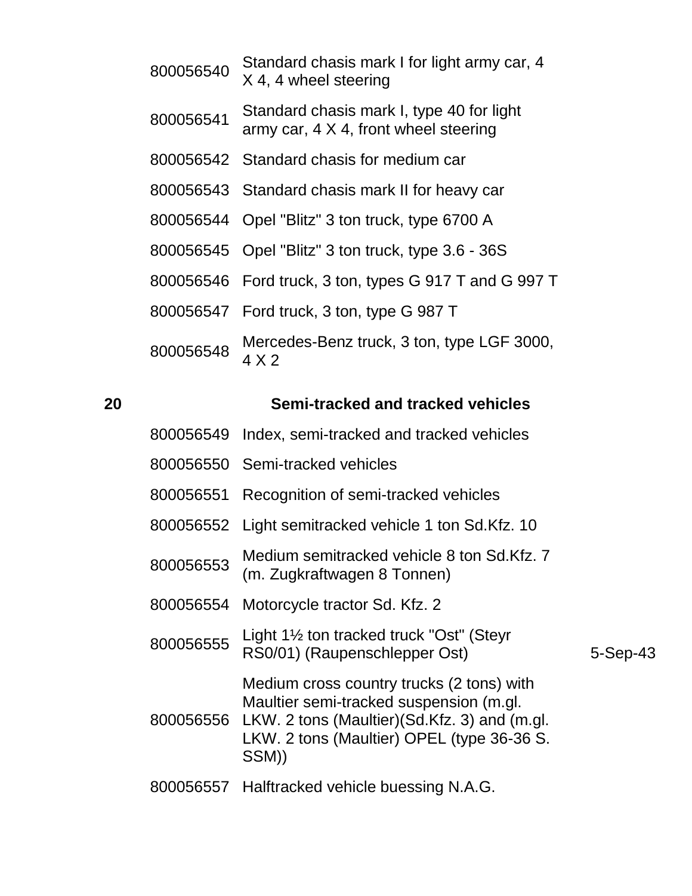| | | | |
|---|---|---|---|
| | 800056540 | Standard chasis mark I for light army car, 4 X 4, 4 wheel steering | |
| | 800056541 | Standard chasis mark I, type 40 for light army car, 4 X 4, front wheel steering | |
| | 800056542 | Standard chasis for medium car | |
| | 800056543 | Standard chasis mark II for heavy car | |
| | 800056544 | Opel "Blitz" 3 ton truck, type 6700 A | |
| | 800056545 | Opel "Blitz" 3 ton truck, type 3.6 - 36S | |
| | 800056546 | Ford truck, 3 ton, types G 917 T and G 997 T | |
| | 800056547 | Ford truck, 3 ton, type G 987 T | |
| | 800056548 | Mercedes-Benz truck, 3 ton, type LGF 3000, 4 X 2 | |
| **20** | | **Semi-tracked and tracked vehicles** | |
| | 800056549 | Index, semi-tracked and tracked vehicles | |
| | 800056550 | Semi-tracked vehicles | |
| | 800056551 | Recognition of semi-tracked vehicles | |
| | 800056552 | Light semitracked vehicle 1 ton Sd.Kfz. 10 | |
| | 800056553 | Medium semitracked vehicle 8 ton Sd.Kfz. 7 (m. Zugkraftwagen 8 Tonnen) | |
| | 800056554 | Motorcycle tractor Sd. Kfz. 2 | |
| | 800056555 | Light 1½ ton tracked truck "Ost" (Steyr RS0/01) (Raupenschlepper Ost) | 5-Sep-43 |
| | 800056556 | Medium cross country trucks (2 tons) with Maultier semi-tracked suspension (m.gl. LKW. 2 tons (Maultier)(Sd.Kfz. 3) and (m.gl. LKW. 2 tons (Maultier) OPEL (type 36-36 S. SSM)) | |
| | 800056557 | Halftracked vehicle buessing N.A.G. | |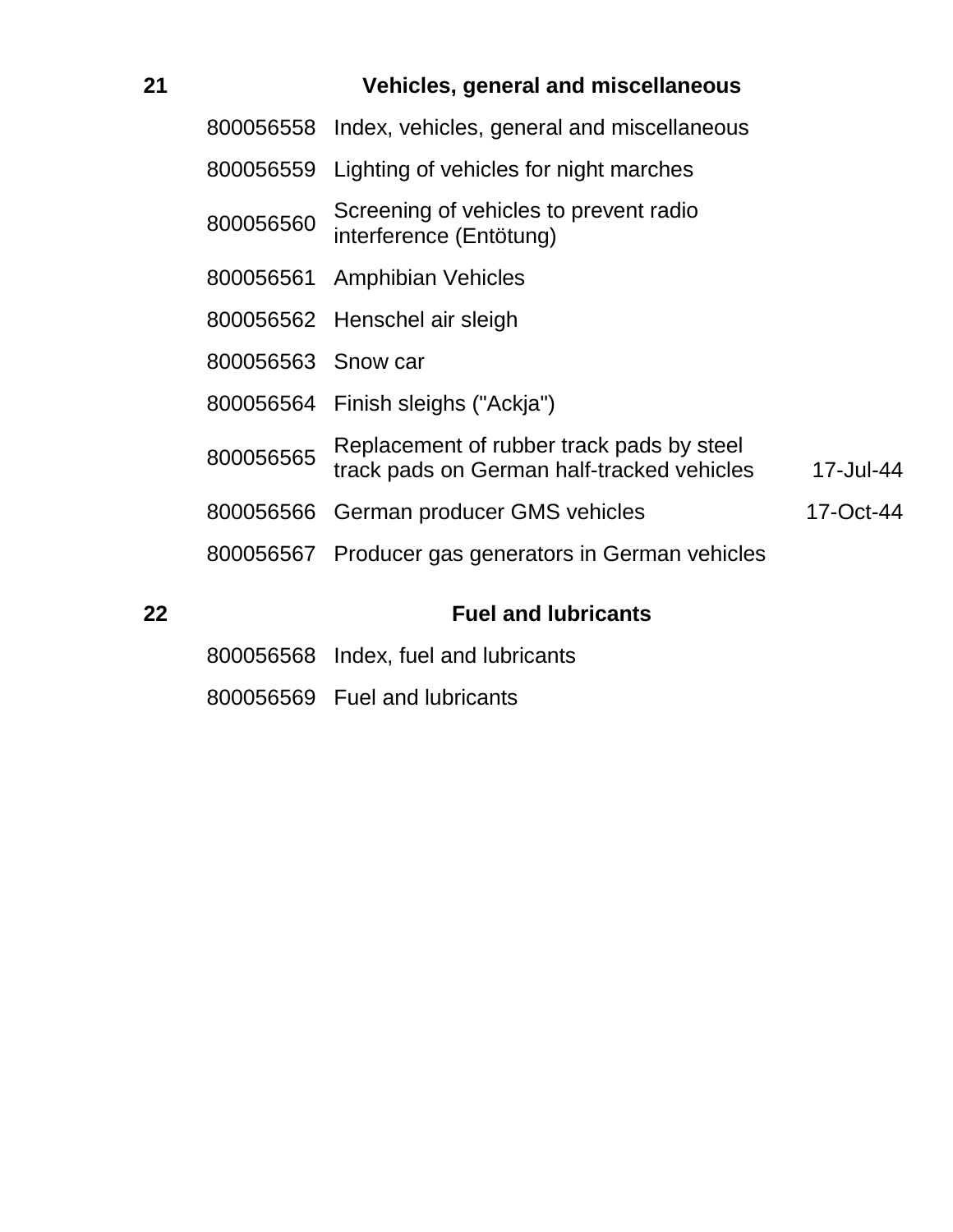## 21 Vehicles, general and miscellaneous

| | | |
|---|---|---|
| 800056558 | Index, vehicles, general and miscellaneous | |
| 800056559 | Lighting of vehicles for night marches | |
| 800056560 | Screening of vehicles to prevent radio interference (Entötung) | |
| 800056561 | Amphibian Vehicles | |
| 800056562 | Henschel air sleigh | |
| 800056563 | Snow car | |
| 800056564 | Finish sleighs ("Ackja") | |
| 800056565 | Replacement of rubber track pads by steel track pads on German half-tracked vehicles | 17-Jul-44 |
| 800056566 | German producer GMS vehicles | 17-Oct-44 |
| 800056567 | Producer gas generators in German vehicles | |

## 22 Fuel and lubricants

| | |
|---|---|
| 800056568 | Index, fuel and lubricants |
| 800056569 | Fuel and lubricants |